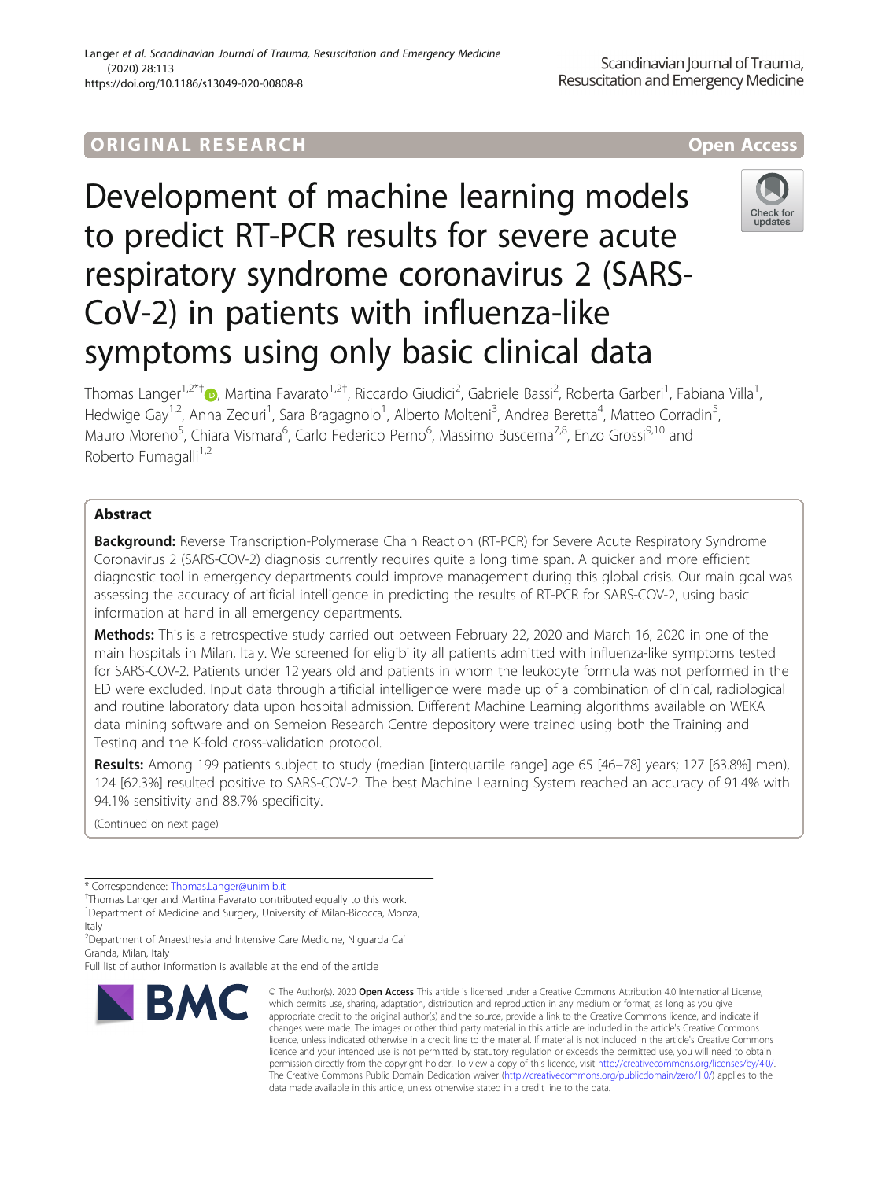ORIGINAL RESEARCH

Open Access

# Development of machine learning models to predict RT-PCR results for severe acute respiratory syndrome coronavirus 2 (SARS-CoV-2) in patients with influenza-like symptoms using only basic clinical data

Thomas Langer[1,2*†], Martina Favarato[1,2†], Riccardo Giudici[2], Gabriele Bassi[2], Roberta Garberi[1], Fabiana Villa[1], Hedwige Gay[1,2], Anna Zeduri[1], Sara Bragagnolo[1], Alberto Molteni[3], Andrea Beretta[4], Matteo Corradin[5], Mauro Moreno[5], Chiara Vismara[6], Carlo Federico Perno[6], Massimo Buscema[7,8], Enzo Grossi[9,10] and Roberto Fumagalli[1,2]

## Abstract

**Background:** Reverse Transcription-Polymerase Chain Reaction (RT-PCR) for Severe Acute Respiratory Syndrome Coronavirus 2 (SARS-COV-2) diagnosis currently requires quite a long time span. A quicker and more efficient diagnostic tool in emergency departments could improve management during this global crisis. Our main goal was assessing the accuracy of artificial intelligence in predicting the results of RT-PCR for SARS-COV-2, using basic information at hand in all emergency departments.

**Methods:** This is a retrospective study carried out between February 22, 2020 and March 16, 2020 in one of the main hospitals in Milan, Italy. We screened for eligibility all patients admitted with influenza-like symptoms tested for SARS-COV-2. Patients under 12 years old and patients in whom the leukocyte formula was not performed in the ED were excluded. Input data through artificial intelligence were made up of a combination of clinical, radiological and routine laboratory data upon hospital admission. Different Machine Learning algorithms available on WEKA data mining software and on Semeion Research Centre depository were trained using both the Training and Testing and the K-fold cross-validation protocol.

**Results:** Among 199 patients subject to study (median [interquartile range] age 65 [46–78] years; 127 [63.8%] men), 124 [62.3%] resulted positive to SARS-COV-2. The best Machine Learning System reached an accuracy of 91.4% with 94.1% sensitivity and 88.7% specificity.

(Continued on next page)

\* Correspondence: Thomas.Langer@unimib.it

†Thomas Langer and Martina Favarato contributed equally to this work.

[1]Department of Medicine and Surgery, University of Milan-Bicocca, Monza, Italy

[2]Department of Anaesthesia and Intensive Care Medicine, Niguarda Ca' Granda, Milan, Italy

Full list of author information is available at the end of the article

© The Author(s). 2020 **Open Access** This article is licensed under a Creative Commons Attribution 4.0 International License, which permits use, sharing, adaptation, distribution and reproduction in any medium or format, as long as you give appropriate credit to the original author(s) and the source, provide a link to the Creative Commons licence, and indicate if changes were made. The images or other third party material in this article are included in the article's Creative Commons licence, unless indicated otherwise in a credit line to the material. If material is not included in the article's Creative Commons licence and your intended use is not permitted by statutory regulation or exceeds the permitted use, you will need to obtain permission directly from the copyright holder. To view a copy of this licence, visit http://creativecommons.org/licenses/by/4.0/. The Creative Commons Public Domain Dedication waiver (http://creativecommons.org/publicdomain/zero/1.0/) applies to the data made available in this article, unless otherwise stated in a credit line to the data.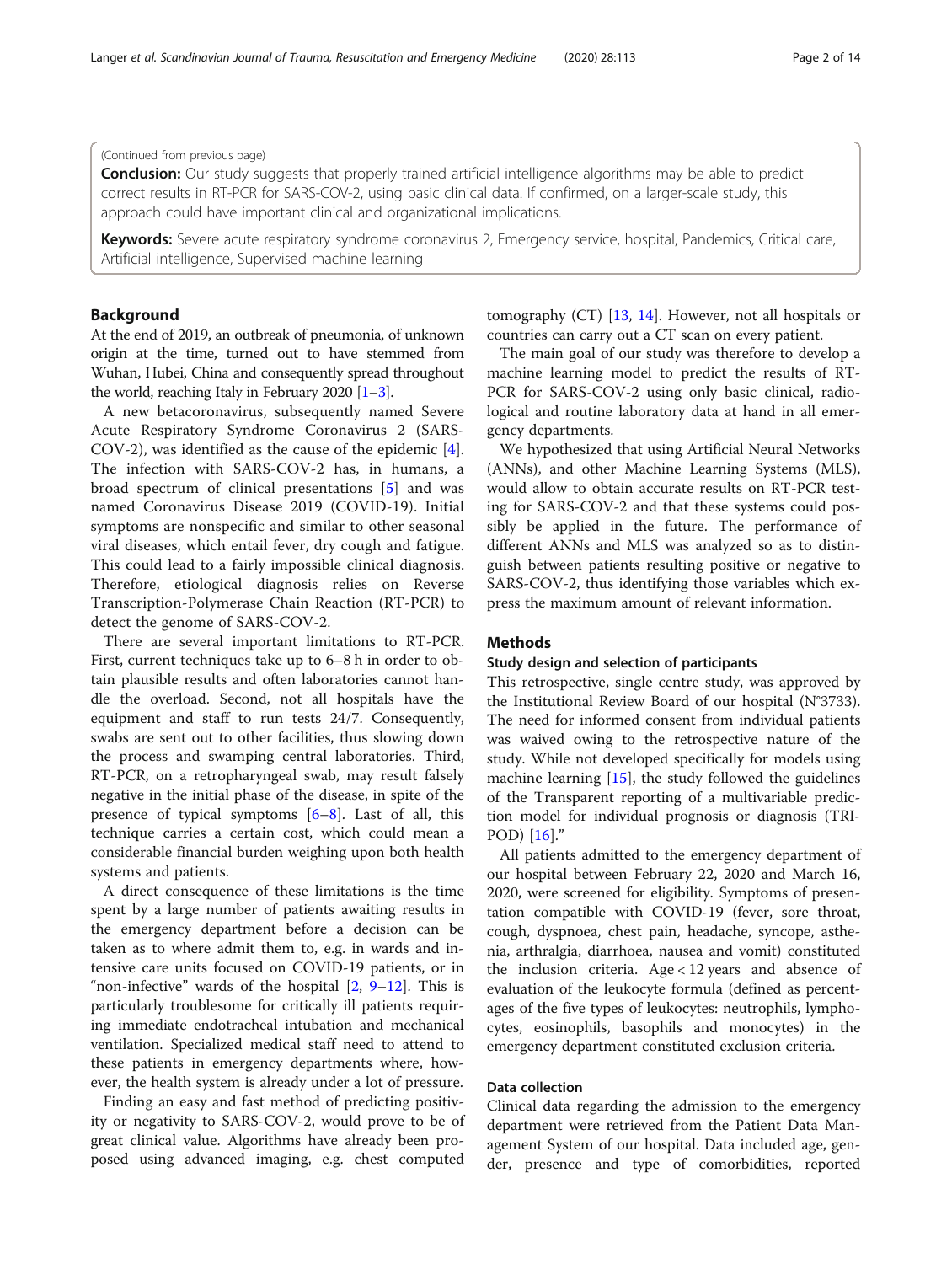(Continued from previous page)

**Conclusion:** Our study suggests that properly trained artificial intelligence algorithms may be able to predict correct results in RT-PCR for SARS-COV-2, using basic clinical data. If confirmed, on a larger-scale study, this approach could have important clinical and organizational implications.

**Keywords:** Severe acute respiratory syndrome coronavirus 2, Emergency service, hospital, Pandemics, Critical care, Artificial intelligence, Supervised machine learning

## Background

At the end of 2019, an outbreak of pneumonia, of unknown origin at the time, turned out to have stemmed from Wuhan, Hubei, China and consequently spread throughout the world, reaching Italy in February 2020 [1–3].

A new betacoronavirus, subsequently named Severe Acute Respiratory Syndrome Coronavirus 2 (SARS-COV-2), was identified as the cause of the epidemic [4]. The infection with SARS-COV-2 has, in humans, a broad spectrum of clinical presentations [5] and was named Coronavirus Disease 2019 (COVID-19). Initial symptoms are nonspecific and similar to other seasonal viral diseases, which entail fever, dry cough and fatigue. This could lead to a fairly impossible clinical diagnosis. Therefore, etiological diagnosis relies on Reverse Transcription-Polymerase Chain Reaction (RT-PCR) to detect the genome of SARS-COV-2.

There are several important limitations to RT-PCR. First, current techniques take up to 6–8 h in order to obtain plausible results and often laboratories cannot handle the overload. Second, not all hospitals have the equipment and staff to run tests 24/7. Consequently, swabs are sent out to other facilities, thus slowing down the process and swamping central laboratories. Third, RT-PCR, on a retropharyngeal swab, may result falsely negative in the initial phase of the disease, in spite of the presence of typical symptoms [6–8]. Last of all, this technique carries a certain cost, which could mean a considerable financial burden weighing upon both health systems and patients.

A direct consequence of these limitations is the time spent by a large number of patients awaiting results in the emergency department before a decision can be taken as to where admit them to, e.g. in wards and intensive care units focused on COVID-19 patients, or in "non-infective" wards of the hospital [2, 9–12]. This is particularly troublesome for critically ill patients requiring immediate endotracheal intubation and mechanical ventilation. Specialized medical staff need to attend to these patients in emergency departments where, however, the health system is already under a lot of pressure.

Finding an easy and fast method of predicting positivity or negativity to SARS-COV-2, would prove to be of great clinical value. Algorithms have already been proposed using advanced imaging, e.g. chest computed tomography (CT) [13, 14]. However, not all hospitals or countries can carry out a CT scan on every patient.

The main goal of our study was therefore to develop a machine learning model to predict the results of RT-PCR for SARS-COV-2 using only basic clinical, radiological and routine laboratory data at hand in all emergency departments.

We hypothesized that using Artificial Neural Networks (ANNs), and other Machine Learning Systems (MLS), would allow to obtain accurate results on RT-PCR testing for SARS-COV-2 and that these systems could possibly be applied in the future. The performance of different ANNs and MLS was analyzed so as to distinguish between patients resulting positive or negative to SARS-COV-2, thus identifying those variables which express the maximum amount of relevant information.

## Methods

### Study design and selection of participants

This retrospective, single centre study, was approved by the Institutional Review Board of our hospital (N°3733). The need for informed consent from individual patients was waived owing to the retrospective nature of the study. While not developed specifically for models using machine learning [15], the study followed the guidelines of the Transparent reporting of a multivariable prediction model for individual prognosis or diagnosis (TRIPOD) [16]."

All patients admitted to the emergency department of our hospital between February 22, 2020 and March 16, 2020, were screened for eligibility. Symptoms of presentation compatible with COVID-19 (fever, sore throat, cough, dyspnoea, chest pain, headache, syncope, asthenia, arthralgia, diarrhoea, nausea and vomit) constituted the inclusion criteria. Age < 12 years and absence of evaluation of the leukocyte formula (defined as percentages of the five types of leukocytes: neutrophils, lymphocytes, eosinophils, basophils and monocytes) in the emergency department constituted exclusion criteria.

### Data collection

Clinical data regarding the admission to the emergency department were retrieved from the Patient Data Management System of our hospital. Data included age, gender, presence and type of comorbidities, reported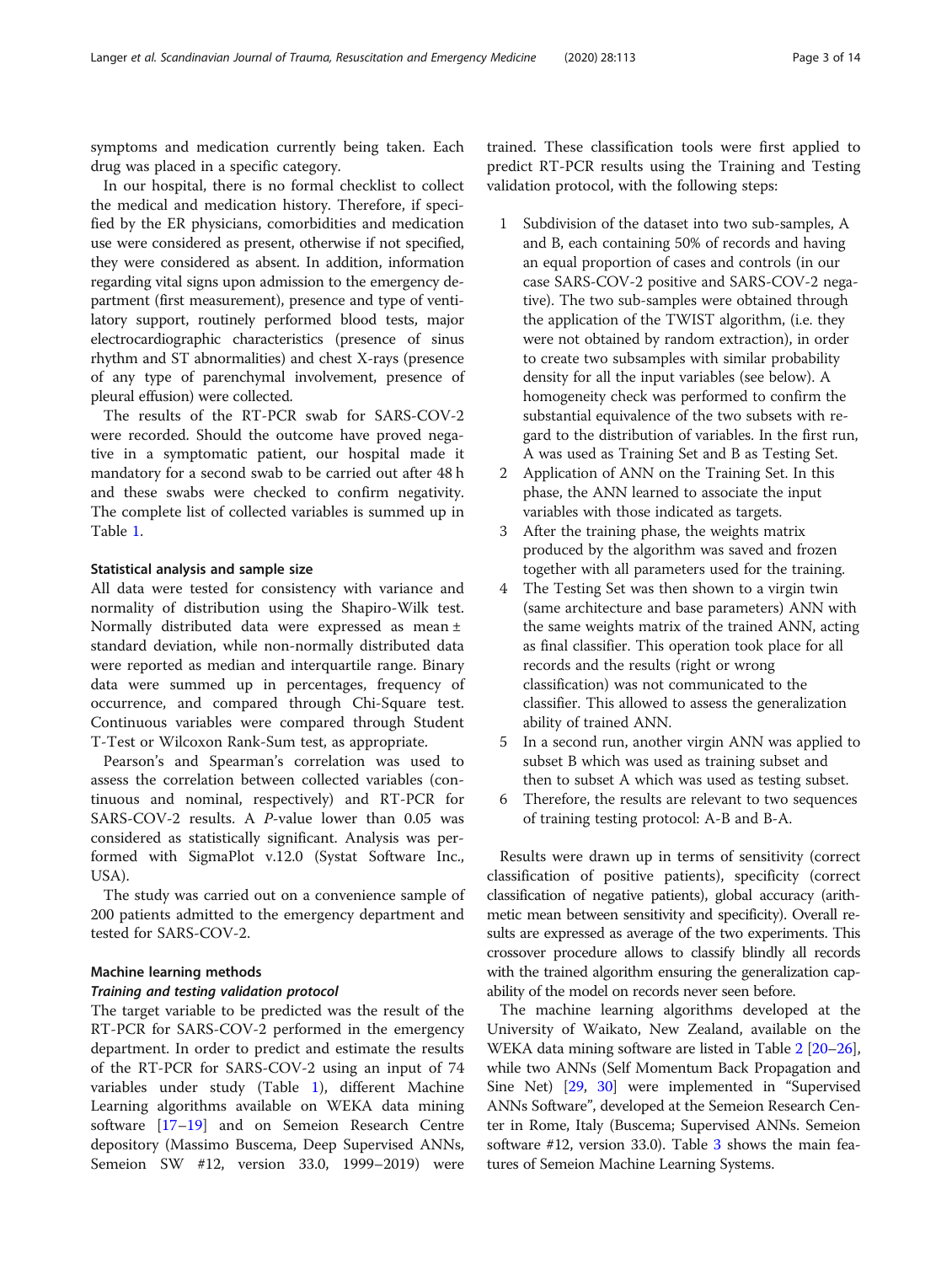symptoms and medication currently being taken. Each drug was placed in a specific category.

In our hospital, there is no formal checklist to collect the medical and medication history. Therefore, if specified by the ER physicians, comorbidities and medication use were considered as present, otherwise if not specified, they were considered as absent. In addition, information regarding vital signs upon admission to the emergency department (first measurement), presence and type of ventilatory support, routinely performed blood tests, major electrocardiographic characteristics (presence of sinus rhythm and ST abnormalities) and chest X-rays (presence of any type of parenchymal involvement, presence of pleural effusion) were collected.

The results of the RT-PCR swab for SARS-COV-2 were recorded. Should the outcome have proved negative in a symptomatic patient, our hospital made it mandatory for a second swab to be carried out after 48 h and these swabs were checked to confirm negativity. The complete list of collected variables is summed up in Table 1.

#### Statistical analysis and sample size

All data were tested for consistency with variance and normality of distribution using the Shapiro-Wilk test. Normally distributed data were expressed as mean ± standard deviation, while non-normally distributed data were reported as median and interquartile range. Binary data were summed up in percentages, frequency of occurrence, and compared through Chi-Square test. Continuous variables were compared through Student T-Test or Wilcoxon Rank-Sum test, as appropriate.

Pearson's and Spearman's correlation was used to assess the correlation between collected variables (continuous and nominal, respectively) and RT-PCR for SARS-COV-2 results. A *P*-value lower than 0.05 was considered as statistically significant. Analysis was performed with SigmaPlot v.12.0 (Systat Software Inc., USA).

The study was carried out on a convenience sample of 200 patients admitted to the emergency department and tested for SARS-COV-2.

#### Machine learning methods

##### *Training and testing validation protocol*

The target variable to be predicted was the result of the RT-PCR for SARS-COV-2 performed in the emergency department. In order to predict and estimate the results of the RT-PCR for SARS-COV-2 using an input of 74 variables under study (Table 1), different Machine Learning algorithms available on WEKA data mining software [17–19] and on Semeion Research Centre depository (Massimo Buscema, Deep Supervised ANNs, Semeion SW #12, version 33.0, 1999–2019) were trained. These classification tools were first applied to predict RT-PCR results using the Training and Testing validation protocol, with the following steps:

1. Subdivision of the dataset into two sub-samples, A and B, each containing 50% of records and having an equal proportion of cases and controls (in our case SARS-COV-2 positive and SARS-COV-2 negative). The two sub-samples were obtained through the application of the TWIST algorithm, (i.e. they were not obtained by random extraction), in order to create two subsamples with similar probability density for all the input variables (see below). A homogeneity check was performed to confirm the substantial equivalence of the two subsets with regard to the distribution of variables. In the first run, A was used as Training Set and B as Testing Set.
2. Application of ANN on the Training Set. In this phase, the ANN learned to associate the input variables with those indicated as targets.
3. After the training phase, the weights matrix produced by the algorithm was saved and frozen together with all parameters used for the training.
4. The Testing Set was then shown to a virgin twin (same architecture and base parameters) ANN with the same weights matrix of the trained ANN, acting as final classifier. This operation took place for all records and the results (right or wrong classification) was not communicated to the classifier. This allowed to assess the generalization ability of trained ANN.
5. In a second run, another virgin ANN was applied to subset B which was used as training subset and then to subset A which was used as testing subset.
6. Therefore, the results are relevant to two sequences of training testing protocol: A-B and B-A.

Results were drawn up in terms of sensitivity (correct classification of positive patients), specificity (correct classification of negative patients), global accuracy (arithmetic mean between sensitivity and specificity). Overall results are expressed as average of the two experiments. This crossover procedure allows to classify blindly all records with the trained algorithm ensuring the generalization capability of the model on records never seen before.

The machine learning algorithms developed at the University of Waikato, New Zealand, available on the WEKA data mining software are listed in Table 2 [20–26], while two ANNs (Self Momentum Back Propagation and Sine Net) [29, 30] were implemented in "Supervised ANNs Software", developed at the Semeion Research Center in Rome, Italy (Buscema; Supervised ANNs. Semeion software #12, version 33.0). Table 3 shows the main features of Semeion Machine Learning Systems.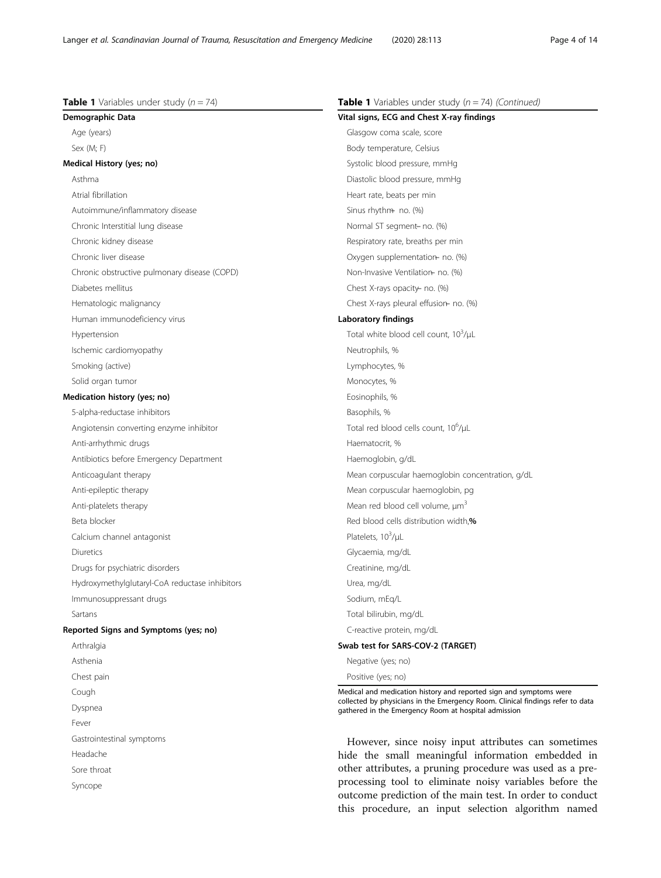**Table 1** Variables under study ($n = 74$)

| Variables |
|---|
| **Demographic Data** |
| Age (years) |
| Sex (M; F) |
| **Medical History (yes; no)** |
| Asthma |
| Atrial fibrillation |
| Autoimmune/inflammatory disease |
| Chronic Interstitial lung disease |
| Chronic kidney disease |
| Chronic liver disease |
| Chronic obstructive pulmonary disease (COPD) |
| Diabetes mellitus |
| Hematologic malignancy |
| Human immunodeficiency virus |
| Hypertension |
| Ischemic cardiomyopathy |
| Smoking (active) |
| Solid organ tumor |
| **Medication history (yes; no)** |
| 5-alpha-reductase inhibitors |
| Angiotensin converting enzyme inhibitor |
| Anti-arrhythmic drugs |
| Antibiotics before Emergency Department |
| Anticoagulant therapy |
| Anti-epileptic therapy |
| Anti-platelets therapy |
| Beta blocker |
| Calcium channel antagonist |
| Diuretics |
| Drugs for psychiatric disorders |
| Hydroxymethylglutaryl-CoA reductase inhibitors |
| Immunosuppressant drugs |
| Sartans |
| **Reported Signs and Symptoms (yes; no)** |
| Arthralgia |
| Asthenia |
| Chest pain |
| Cough |
| Dyspnea |
| Fever |
| Gastrointestinal symptoms |
| Headache |
| Sore throat |
| Syncope |
| **Vital signs, ECG and Chest X-ray findings** |
| Glasgow coma scale, score |
| Body temperature, Celsius |
| Systolic blood pressure, mmHg |
| Diastolic blood pressure, mmHg |
| Heart rate, beats per min |
| Sinus rhythm– no. (%) |
| Normal ST segment– no. (%) |
| Respiratory rate, breaths per min |
| Oxygen supplementation– no. (%) |
| Non-Invasive Ventilation– no. (%) |
| Chest X-rays opacity– no. (%) |
| Chest X-rays pleural effusion– no. (%) |
| **Laboratory findings** |
| Total white blood cell count, $10^3/\mu L$ |
| Neutrophils, % |
| Lymphocytes, % |
| Monocytes, % |
| Eosinophils, % |
| Basophils, % |
| Total red blood cells count, $10^6/\mu L$ |
| Haematocrit, % |
| Haemoglobin, g/dL |
| Mean corpuscular haemoglobin concentration, g/dL |
| Mean corpuscular haemoglobin, pg |
| Mean red blood cell volume, $\mu m^3$ |
| Red blood cells distribution width,**%** |
| Platelets, $10^3/\mu L$ |
| Glycaemia, mg/dL |
| Creatinine, mg/dL |
| Urea, mg/dL |
| Sodium, mEq/L |
| Total bilirubin, mg/dL |
| C-reactive protein, mg/dL |
| **Swab test for SARS-COV-2 (TARGET)** |
| Negative (yes; no) |
| Positive (yes; no) |

Medical and medication history and reported sign and symptoms were collected by physicians in the Emergency Room. Clinical findings refer to data gathered in the Emergency Room at hospital admission

However, since noisy input attributes can sometimes hide the small meaningful information embedded in other attributes, a pruning procedure was used as a pre-processing tool to eliminate noisy variables before the outcome prediction of the main test. In order to conduct this procedure, an input selection algorithm named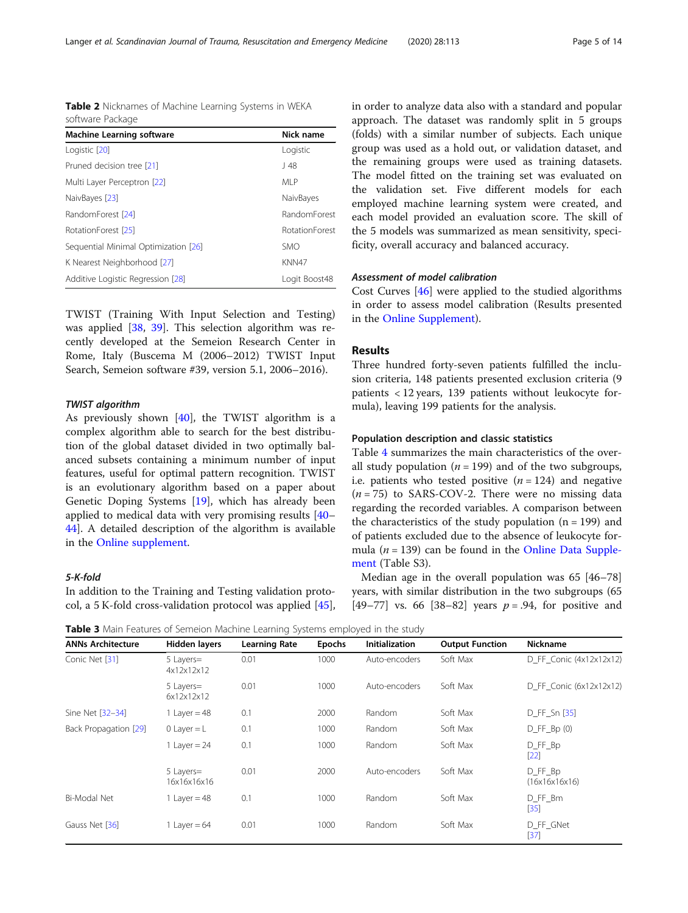**Table 2** Nicknames of Machine Learning Systems in WEKA software Package

| Machine Learning software | Nick name |
| --- | --- |
| Logistic [20] | Logistic |
| Pruned decision tree [21] | J 48 |
| Multi Layer Perceptron [22] | MLP |
| NaivBayes [23] | NaivBayes |
| RandomForest [24] | RandomForest |
| RotationForest [25] | RotationForest |
| Sequential Minimal Optimization [26] | SMO |
| K Nearest Neighborhood [27] | KNN47 |
| Additive Logistic Regression [28] | Logit Boost48 |

TWIST (Training With Input Selection and Testing) was applied [38, 39]. This selection algorithm was recently developed at the Semeion Research Center in Rome, Italy (Buscema M (2006–2012) TWIST Input Search, Semeion software #39, version 5.1, 2006–2016).

#### *TWIST algorithm*

As previously shown [40], the TWIST algorithm is a complex algorithm able to search for the best distribution of the global dataset divided in two optimally balanced subsets containing a minimum number of input features, useful for optimal pattern recognition. TWIST is an evolutionary algorithm based on a paper about Genetic Doping Systems [19], which has already been applied to medical data with very promising results [40–44]. A detailed description of the algorithm is available in the Online supplement.

#### *5-K-fold*

In addition to the Training and Testing validation protocol, a 5 K-fold cross-validation protocol was applied [45], in order to analyze data also with a standard and popular approach. The dataset was randomly split in 5 groups (folds) with a similar number of subjects. Each unique group was used as a hold out, or validation dataset, and the remaining groups were used as training datasets. The model fitted on the training set was evaluated on the validation set. Five different models for each employed machine learning system were created, and each model provided an evaluation score. The skill of the 5 models was summarized as mean sensitivity, specificity, overall accuracy and balanced accuracy.

#### *Assessment of model calibration*

Cost Curves [46] were applied to the studied algorithms in order to assess model calibration (Results presented in the Online Supplement).

## Results

Three hundred forty-seven patients fulfilled the inclusion criteria, 148 patients presented exclusion criteria (9 patients < 12 years, 139 patients without leukocyte formula), leaving 199 patients for the analysis.

### Population description and classic statistics

Table 4 summarizes the main characteristics of the overall study population ($n = 199$) and of the two subgroups, i.e. patients who tested positive ($n = 124$) and negative ($n = 75$) to SARS-COV-2. There were no missing data regarding the recorded variables. A comparison between the characteristics of the study population (n = 199) and of patients excluded due to the absence of leukocyte formula ($n = 139$) can be found in the Online Data Supplement (Table S3).

Median age in the overall population was 65 [46–78] years, with similar distribution in the two subgroups (65 [49–77] vs. 66 [38–82] years $p = .94$, for positive and

**Table 3** Main Features of Semeion Machine Learning Systems employed in the study

| ANNs Architecture | Hidden layers | Learning Rate | Epochs | Initialization | Output Function | Nickname |
| --- | --- | --- | --- | --- | --- | --- |
| Conic Net [31] | 5 Layers= 4x12x12x12 | 0.01 | 1000 | Auto-encoders | Soft Max | D_FF_Conic (4x12x12x12) |
| | 5 Layers= 6x12x12x12 | 0.01 | 1000 | Auto-encoders | Soft Max | D_FF_Conic (6x12x12x12) |
| Sine Net [32–34] | 1 Layer = 48 | 0.1 | 2000 | Random | Soft Max | D_FF_Sn [35] |
| Back Propagation [29] | 0 Layer = L | 0.1 | 1000 | Random | Soft Max | D_FF_Bp (0) |
| | 1 Layer = 24 | 0.1 | 1000 | Random | Soft Max | D_FF_Bp [22] |
| | 5 Layers= 16x16x16x16 | 0.01 | 2000 | Auto-encoders | Soft Max | D_FF_Bp (16x16x16x16) |
| Bi-Modal Net | 1 Layer = 48 | 0.1 | 1000 | Random | Soft Max | D_FF_Bm [35] |
| Gauss Net [36] | 1 Layer = 64 | 0.01 | 1000 | Random | Soft Max | D_FF_GNet [37] |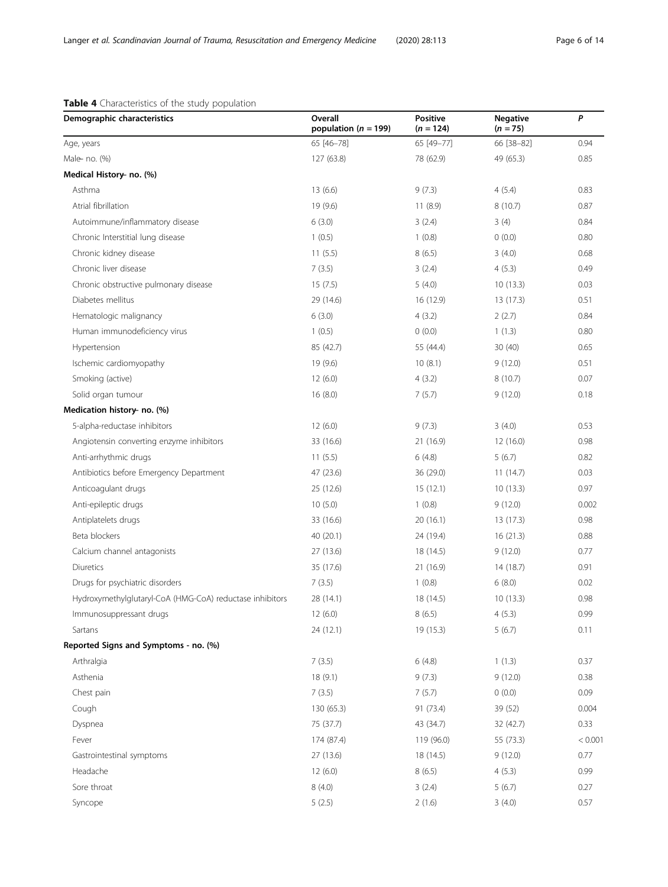**Table 4** Characteristics of the study population

| Demographic characteristics | Overall population ($n$ = 199) | Positive ($n$ = 124) | Negative ($n$ = 75) | P |
|---|---|---|---|---|
| Age, years | 65 [46–78] | 65 [49–77] | 66 [38–82] | 0.94 |
| Male- no. (%) | 127 (63.8) | 78 (62.9) | 49 (65.3) | 0.85 |
| **Medical History- no. (%)** | | | | |
| Asthma | 13 (6.6) | 9 (7.3) | 4 (5.4) | 0.83 |
| Atrial fibrillation | 19 (9.6) | 11 (8.9) | 8 (10.7) | 0.87 |
| Autoimmune/inflammatory disease | 6 (3.0) | 3 (2.4) | 3 (4) | 0.84 |
| Chronic Interstitial lung disease | 1 (0.5) | 1 (0.8) | 0 (0.0) | 0.80 |
| Chronic kidney disease | 11 (5.5) | 8 (6.5) | 3 (4.0) | 0.68 |
| Chronic liver disease | 7 (3.5) | 3 (2.4) | 4 (5.3) | 0.49 |
| Chronic obstructive pulmonary disease | 15 (7.5) | 5 (4.0) | 10 (13.3) | 0.03 |
| Diabetes mellitus | 29 (14.6) | 16 (12.9) | 13 (17.3) | 0.51 |
| Hematologic malignancy | 6 (3.0) | 4 (3.2) | 2 (2.7) | 0.84 |
| Human immunodeficiency virus | 1 (0.5) | 0 (0.0) | 1 (1.3) | 0.80 |
| Hypertension | 85 (42.7) | 55 (44.4) | 30 (40) | 0.65 |
| Ischemic cardiomyopathy | 19 (9.6) | 10 (8.1) | 9 (12.0) | 0.51 |
| Smoking (active) | 12 (6.0) | 4 (3.2) | 8 (10.7) | 0.07 |
| Solid organ tumour | 16 (8.0) | 7 (5.7) | 9 (12.0) | 0.18 |
| **Medication history- no. (%)** | | | | |
| 5-alpha-reductase inhibitors | 12 (6.0) | 9 (7.3) | 3 (4.0) | 0.53 |
| Angiotensin converting enzyme inhibitors | 33 (16.6) | 21 (16.9) | 12 (16.0) | 0.98 |
| Anti-arrhythmic drugs | 11 (5.5) | 6 (4.8) | 5 (6.7) | 0.82 |
| Antibiotics before Emergency Department | 47 (23.6) | 36 (29.0) | 11 (14.7) | 0.03 |
| Anticoagulant drugs | 25 (12.6) | 15 (12.1) | 10 (13.3) | 0.97 |
| Anti-epileptic drugs | 10 (5.0) | 1 (0.8) | 9 (12.0) | 0.002 |
| Antiplatelets drugs | 33 (16.6) | 20 (16.1) | 13 (17.3) | 0.98 |
| Beta blockers | 40 (20.1) | 24 (19.4) | 16 (21.3) | 0.88 |
| Calcium channel antagonists | 27 (13.6) | 18 (14.5) | 9 (12.0) | 0.77 |
| Diuretics | 35 (17.6) | 21 (16.9) | 14 (18.7) | 0.91 |
| Drugs for psychiatric disorders | 7 (3.5) | 1 (0.8) | 6 (8.0) | 0.02 |
| Hydroxymethylglutaryl-CoA (HMG-CoA) reductase inhibitors | 28 (14.1) | 18 (14.5) | 10 (13.3) | 0.98 |
| Immunosuppressant drugs | 12 (6.0) | 8 (6.5) | 4 (5.3) | 0.99 |
| Sartans | 24 (12.1) | 19 (15.3) | 5 (6.7) | 0.11 |
| **Reported Signs and Symptoms - no. (%)** | | | | |
| Arthralgia | 7 (3.5) | 6 (4.8) | 1 (1.3) | 0.37 |
| Asthenia | 18 (9.1) | 9 (7.3) | 9 (12.0) | 0.38 |
| Chest pain | 7 (3.5) | 7 (5.7) | 0 (0.0) | 0.09 |
| Cough | 130 (65.3) | 91 (73.4) | 39 (52) | 0.004 |
| Dyspnea | 75 (37.7) | 43 (34.7) | 32 (42.7) | 0.33 |
| Fever | 174 (87.4) | 119 (96.0) | 55 (73.3) | < 0.001 |
| Gastrointestinal symptoms | 27 (13.6) | 18 (14.5) | 9 (12.0) | 0.77 |
| Headache | 12 (6.0) | 8 (6.5) | 4 (5.3) | 0.99 |
| Sore throat | 8 (4.0) | 3 (2.4) | 5 (6.7) | 0.27 |
| Syncope | 5 (2.5) | 2 (1.6) | 3 (4.0) | 0.57 |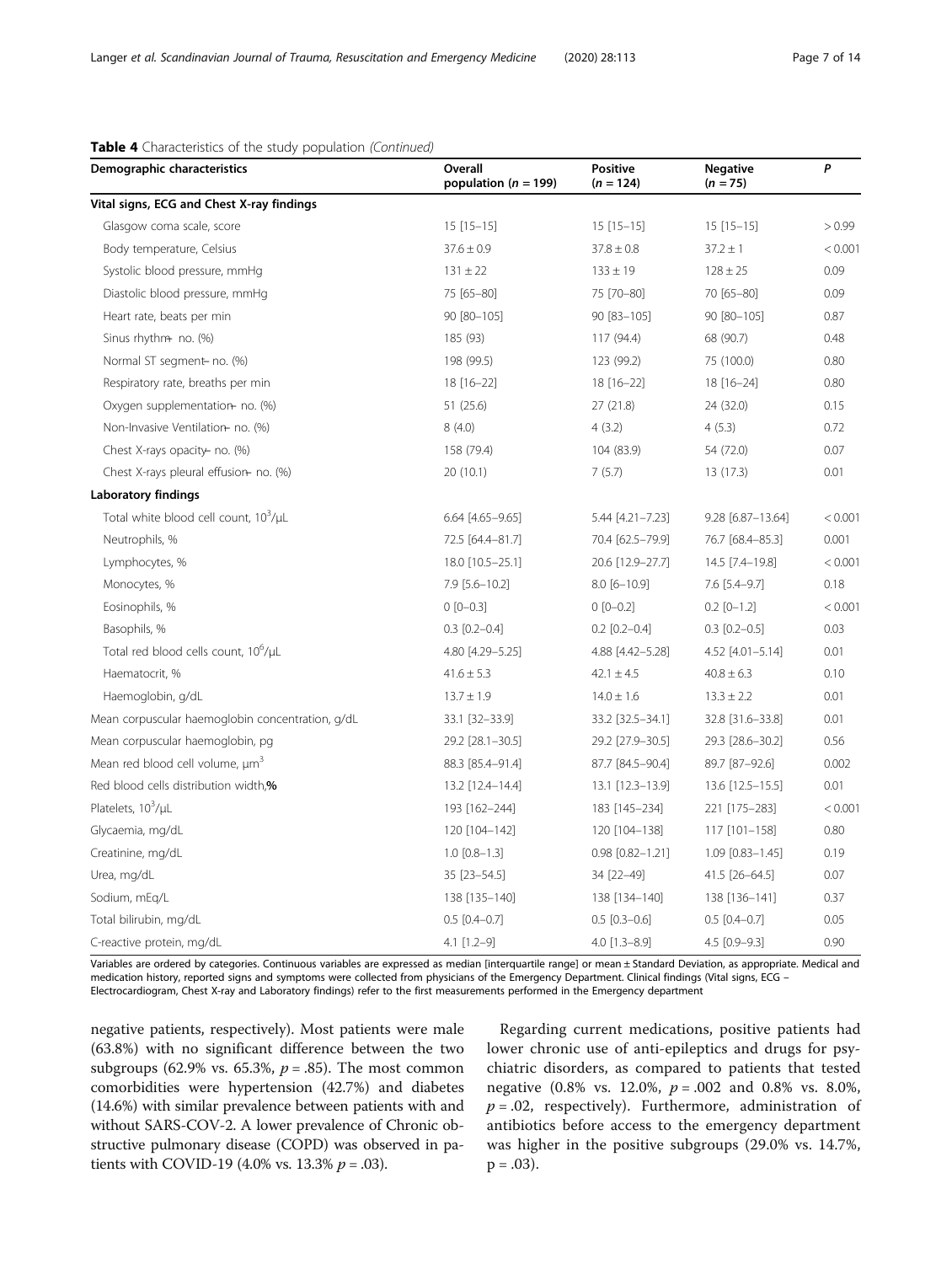**Table 4** Characteristics of the study population *(Continued)*

| Demographic characteristics | Overall population ($n$ = 199) | Positive ($n$ = 124) | Negative ($n$ = 75) | P |
|---|---|---|---|---|
| **Vital signs, ECG and Chest X-ray findings** | | | | |
| Glasgow coma scale, score | 15 [15–15] | 15 [15–15] | 15 [15–15] | > 0.99 |
| Body temperature, Celsius | 37.6 ± 0.9 | 37.8 ± 0.8 | 37.2 ± 1 | < 0.001 |
| Systolic blood pressure, mmHg | 131 ± 22 | 133 ± 19 | 128 ± 25 | 0.09 |
| Diastolic blood pressure, mmHg | 75 [65–80] | 75 [70–80] | 70 [65–80] | 0.09 |
| Heart rate, beats per min | 90 [80–105] | 90 [83–105] | 90 [80–105] | 0.87 |
| Sinus rhythm– no. (%) | 185 (93) | 117 (94.4) | 68 (90.7) | 0.48 |
| Normal ST segment– no. (%) | 198 (99.5) | 123 (99.2) | 75 (100.0) | 0.80 |
| Respiratory rate, breaths per min | 18 [16–22] | 18 [16–22] | 18 [16–24] | 0.80 |
| Oxygen supplementation– no. (%) | 51 (25.6) | 27 (21.8) | 24 (32.0) | 0.15 |
| Non-Invasive Ventilation– no. (%) | 8 (4.0) | 4 (3.2) | 4 (5.3) | 0.72 |
| Chest X-rays opacity– no. (%) | 158 (79.4) | 104 (83.9) | 54 (72.0) | 0.07 |
| Chest X-rays pleural effusion– no. (%) | 20 (10.1) | 7 (5.7) | 13 (17.3) | 0.01 |
| **Laboratory findings** | | | | |
| Total white blood cell count, $10^3$/μL | 6.64 [4.65–9.65] | 5.44 [4.21–7.23] | 9.28 [6.87–13.64] | < 0.001 |
| Neutrophils, % | 72.5 [64.4–81.7] | 70.4 [62.5–79.9] | 76.7 [68.4–85.3] | 0.001 |
| Lymphocytes, % | 18.0 [10.5–25.1] | 20.6 [12.9–27.7] | 14.5 [7.4–19.8] | < 0.001 |
| Monocytes, % | 7.9 [5.6–10.2] | 8.0 [6–10.9] | 7.6 [5.4–9.7] | 0.18 |
| Eosinophils, % | 0 [0–0.3] | 0 [0–0.2] | 0.2 [0–1.2] | < 0.001 |
| Basophils, % | 0.3 [0.2–0.4] | 0.2 [0.2–0.4] | 0.3 [0.2–0.5] | 0.03 |
| Total red blood cells count, $10^6$/μL | 4.80 [4.29–5.25] | 4.88 [4.42–5.28] | 4.52 [4.01–5.14] | 0.01 |
| Haematocrit, % | 41.6 ± 5.3 | 42.1 ± 4.5 | 40.8 ± 6.3 | 0.10 |
| Haemoglobin, g/dL | 13.7 ± 1.9 | 14.0 ± 1.6 | 13.3 ± 2.2 | 0.01 |
| Mean corpuscular haemoglobin concentration, g/dL | 33.1 [32–33.9] | 33.2 [32.5–34.1] | 32.8 [31.6–33.8] | 0.01 |
| Mean corpuscular haemoglobin, pg | 29.2 [28.1–30.5] | 29.2 [27.9–30.5] | 29.3 [28.6–30.2] | 0.56 |
| Mean red blood cell volume, μm$^3$ | 88.3 [85.4–91.4] | 87.7 [84.5–90.4] | 89.7 [87–92.6] | 0.002 |
| Red blood cells distribution width,**%** | 13.2 [12.4–14.4] | 13.1 [12.3–13.9] | 13.6 [12.5–15.5] | 0.01 |
| Platelets, $10^3$/μL | 193 [162–244] | 183 [145–234] | 221 [175–283] | < 0.001 |
| Glycaemia, mg/dL | 120 [104–142] | 120 [104–138] | 117 [101–158] | 0.80 |
| Creatinine, mg/dL | 1.0 [0.8–1.3] | 0.98 [0.82–1.21] | 1.09 [0.83–1.45] | 0.19 |
| Urea, mg/dL | 35 [23–54.5] | 34 [22–49] | 41.5 [26–64.5] | 0.07 |
| Sodium, mEq/L | 138 [135–140] | 138 [134–140] | 138 [136–141] | 0.37 |
| Total bilirubin, mg/dL | 0.5 [0.4–0.7] | 0.5 [0.3–0.6] | 0.5 [0.4–0.7] | 0.05 |
| C-reactive protein, mg/dL | 4.1 [1.2–9] | 4.0 [1.3–8.9] | 4.5 [0.9–9.3] | 0.90 |

Variables are ordered by categories. Continuous variables are expressed as median [interquartile range] or mean ± Standard Deviation, as appropriate. Medical and medication history, reported signs and symptoms were collected from physicians of the Emergency Department. Clinical findings (Vital signs, ECG – Electrocardiogram, Chest X-ray and Laboratory findings) refer to the first measurements performed in the Emergency department

negative patients, respectively). Most patients were male (63.8%) with no significant difference between the two subgroups (62.9% vs. 65.3%, $p$ = .85). The most common comorbidities were hypertension (42.7%) and diabetes (14.6%) with similar prevalence between patients with and without SARS-COV-2. A lower prevalence of Chronic obstructive pulmonary disease (COPD) was observed in patients with COVID-19 (4.0% vs. 13.3% $p$ = .03).

Regarding current medications, positive patients had lower chronic use of anti-epileptics and drugs for psychiatric disorders, as compared to patients that tested negative (0.8% vs. 12.0%, $p$ = .002 and 0.8% vs. 8.0%, $p$ = .02, respectively). Furthermore, administration of antibiotics before access to the emergency department was higher in the positive subgroups (29.0% vs. 14.7%, p = .03).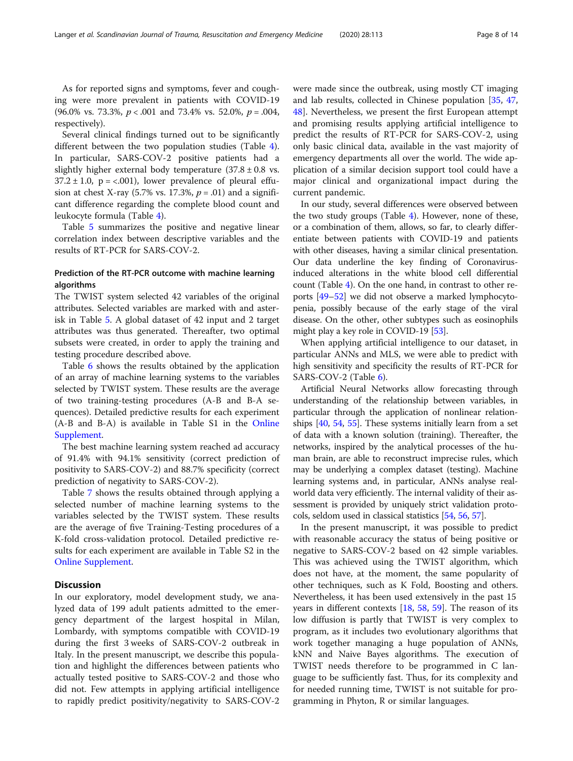As for reported signs and symptoms, fever and coughing were more prevalent in patients with COVID-19 (96.0% vs. 73.3%, $p < .001$ and 73.4% vs. 52.0%, $p = .004$, respectively).

Several clinical findings turned out to be significantly different between the two population studies (Table 4). In particular, SARS-COV-2 positive patients had a slightly higher external body temperature ($37.8 \pm 0.8$ vs. $37.2 \pm 1.0$, p = <.001), lower prevalence of pleural effusion at chest X-ray (5.7% vs. 17.3%, $p = .01$) and a significant difference regarding the complete blood count and leukocyte formula (Table 4).

Table 5 summarizes the positive and negative linear correlation index between descriptive variables and the results of RT-PCR for SARS-COV-2.

### Prediction of the RT-PCR outcome with machine learning algorithms

The TWIST system selected 42 variables of the original attributes. Selected variables are marked with and asterisk in Table 5. A global dataset of 42 input and 2 target attributes was thus generated. Thereafter, two optimal subsets were created, in order to apply the training and testing procedure described above.

Table 6 shows the results obtained by the application of an array of machine learning systems to the variables selected by TWIST system. These results are the average of two training-testing procedures (A-B and B-A sequences). Detailed predictive results for each experiment (A-B and B-A) is available in Table S1 in the Online Supplement.

The best machine learning system reached ad accuracy of 91.4% with 94.1% sensitivity (correct prediction of positivity to SARS-COV-2) and 88.7% specificity (correct prediction of negativity to SARS-COV-2).

Table 7 shows the results obtained through applying a selected number of machine learning systems to the variables selected by the TWIST system. These results are the average of five Training-Testing procedures of a K-fold cross-validation protocol. Detailed predictive results for each experiment are available in Table S2 in the Online Supplement.

## Discussion

In our exploratory, model development study, we analyzed data of 199 adult patients admitted to the emergency department of the largest hospital in Milan, Lombardy, with symptoms compatible with COVID-19 during the first 3 weeks of SARS-COV-2 outbreak in Italy. In the present manuscript, we describe this population and highlight the differences between patients who actually tested positive to SARS-COV-2 and those who did not. Few attempts in applying artificial intelligence to rapidly predict positivity/negativity to SARS-COV-2 were made since the outbreak, using mostly CT imaging and lab results, collected in Chinese population [35, 47, 48]. Nevertheless, we present the first European attempt and promising results applying artificial intelligence to predict the results of RT-PCR for SARS-COV-2, using only basic clinical data, available in the vast majority of emergency departments all over the world. The wide application of a similar decision support tool could have a major clinical and organizational impact during the current pandemic.

In our study, several differences were observed between the two study groups (Table 4). However, none of these, or a combination of them, allows, so far, to clearly differentiate between patients with COVID-19 and patients with other diseases, having a similar clinical presentation. Our data underline the key finding of Coronavirus-induced alterations in the white blood cell differential count (Table 4). On the one hand, in contrast to other reports [49–52] we did not observe a marked lymphocytopenia, possibly because of the early stage of the viral disease. On the other, other subtypes such as eosinophils might play a key role in COVID-19 [53].

When applying artificial intelligence to our dataset, in particular ANNs and MLS, we were able to predict with high sensitivity and specificity the results of RT-PCR for SARS-COV-2 (Table 6).

Artificial Neural Networks allow forecasting through understanding of the relationship between variables, in particular through the application of nonlinear relationships [40, 54, 55]. These systems initially learn from a set of data with a known solution (training). Thereafter, the networks, inspired by the analytical processes of the human brain, are able to reconstruct imprecise rules, which may be underlying a complex dataset (testing). Machine learning systems and, in particular, ANNs analyse real-world data very efficiently. The internal validity of their assessment is provided by uniquely strict validation protocols, seldom used in classical statistics [54, 56, 57].

In the present manuscript, it was possible to predict with reasonable accuracy the status of being positive or negative to SARS-COV-2 based on 42 simple variables. This was achieved using the TWIST algorithm, which does not have, at the moment, the same popularity of other techniques, such as K Fold, Boosting and others. Nevertheless, it has been used extensively in the past 15 years in different contexts [18, 58, 59]. The reason of its low diffusion is partly that TWIST is very complex to program, as it includes two evolutionary algorithms that work together managing a huge population of ANNs, kNN and Naive Bayes algorithms. The execution of TWIST needs therefore to be programmed in C language to be sufficiently fast. Thus, for its complexity and for needed running time, TWIST is not suitable for programming in Phyton, R or similar languages.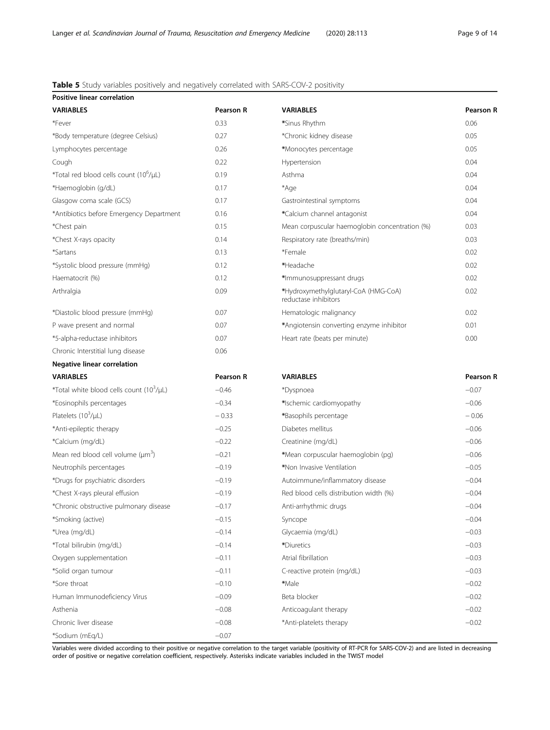**Table 5** Study variables positively and negatively correlated with SARS-COV-2 positivity

| **Positive linear correlation** | | | |
|---|---|---|---|
| **VARIABLES** | **Pearson R** | **VARIABLES** | **Pearson R** |
| *Fever | 0.33 | *Sinus Rhythm | 0.06 |
| *Body temperature (degree Celsius) | 0.27 | *Chronic kidney disease | 0.05 |
| Lymphocytes percentage | 0.26 | *Monocytes percentage | 0.05 |
| Cough | 0.22 | Hypertension | 0.04 |
| *Total red blood cells count ($10^6$/μL) | 0.19 | Asthma | 0.04 |
| *Haemoglobin (g/dL) | 0.17 | *Age | 0.04 |
| Glasgow coma scale (GCS) | 0.17 | Gastrointestinal symptoms | 0.04 |
| *Antibiotics before Emergency Department | 0.16 | *Calcium channel antagonist | 0.04 |
| *Chest pain | 0.15 | Mean corpuscular haemoglobin concentration (%) | 0.03 |
| *Chest X-rays opacity | 0.14 | Respiratory rate (breaths/min) | 0.03 |
| *Sartans | 0.13 | *Female | 0.02 |
| *Systolic blood pressure (mmHg) | 0.12 | *Headache | 0.02 |
| Haematocrit (%) | 0.12 | *Immunosuppressant drugs | 0.02 |
| Arthralgia | 0.09 | *Hydroxymethylglutaryl-CoA (HMG-CoA) reductase inhibitors | 0.02 |
| *Diastolic blood pressure (mmHg) | 0.07 | Hematologic malignancy | 0.02 |
| P wave present and normal | 0.07 | *Angiotensin converting enzyme inhibitor | 0.01 |
| *5-alpha-reductase inhibitors | 0.07 | Heart rate (beats per minute) | 0.00 |
| Chronic Interstitial lung disease | 0.06 | | |
| **Negative linear correlation** | | | |
| **VARIABLES** | **Pearson R** | **VARIABLES** | **Pearson R** |
| *Total white blood cells count ($10^3$/μL) | −0.46 | *Dyspnoea | −0.07 |
| *Eosinophils percentages | −0.34 | *Ischemic cardiomyopathy | −0.06 |
| Platelets ($10^3$/μL) | −0.33 | *Basophils percentage | −0.06 |
| *Anti-epileptic therapy | −0.25 | Diabetes mellitus | −0.06 |
| *Calcium (mg/dL) | −0.22 | Creatinine (mg/dL) | −0.06 |
| Mean red blood cell volume (μm$^3$) | −0.21 | *Mean corpuscular haemoglobin (pg) | −0.06 |
| Neutrophils percentages | −0.19 | *Non Invasive Ventilation | −0.05 |
| *Drugs for psychiatric disorders | −0.19 | Autoimmune/inflammatory disease | −0.04 |
| *Chest X-rays pleural effusion | −0.19 | Red blood cells distribution width (%) | −0.04 |
| *Chronic obstructive pulmonary disease | −0.17 | Anti-arrhythmic drugs | −0.04 |
| *Smoking (active) | −0.15 | Syncope | −0.04 |
| *Urea (mg/dL) | −0.14 | Glycaemia (mg/dL) | −0.03 |
| *Total bilirubin (mg/dL) | −0.14 | *Diuretics | −0.03 |
| Oxygen supplementation | −0.11 | Atrial fibrillation | −0.03 |
| *Solid organ tumour | −0.11 | C-reactive protein (mg/dL) | −0.03 |
| *Sore throat | −0.10 | *Male | −0.02 |
| Human Immunodeficiency Virus | −0.09 | Beta blocker | −0.02 |
| Asthenia | −0.08 | Anticoagulant therapy | −0.02 |
| Chronic liver disease | −0.08 | *Anti-platelets therapy | −0.02 |
| *Sodium (mEq/L) | −0.07 | | |

Variables were divided according to their positive or negative correlation to the target variable (positivity of RT-PCR for SARS-COV-2) and are listed in decreasing order of positive or negative correlation coefficient, respectively. Asterisks indicate variables included in the TWIST model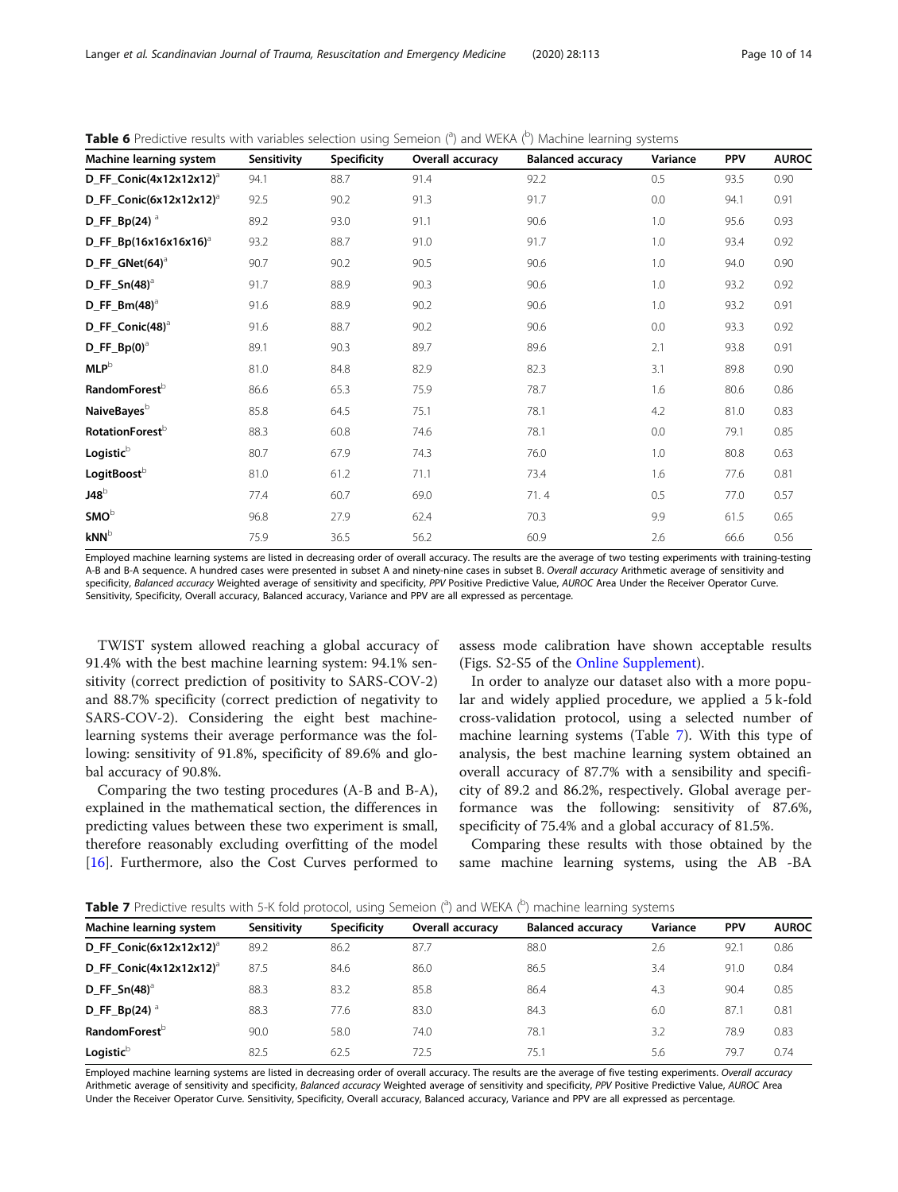**Table 6** Predictive results with variables selection using Semeion ([a]) and WEKA ([b]) Machine learning systems

| Machine learning system | Sensitivity | Specificity | Overall accuracy | Balanced accuracy | Variance | PPV | AUROC |
|---|---|---|---|---|---|---|---|
| **D_FF_Conic(4x12x12x12)**[a] | 94.1 | 88.7 | 91.4 | 92.2 | 0.5 | 93.5 | 0.90 |
| **D_FF_Conic(6x12x12x12)**[a] | 92.5 | 90.2 | 91.3 | 91.7 | 0.0 | 94.1 | 0.91 |
| **D_FF_Bp(24)** [a] | 89.2 | 93.0 | 91.1 | 90.6 | 1.0 | 95.6 | 0.93 |
| **D_FF_Bp(16x16x16x16)**[a] | 93.2 | 88.7 | 91.0 | 91.7 | 1.0 | 93.4 | 0.92 |
| **D_FF_GNet(64)**[a] | 90.7 | 90.2 | 90.5 | 90.6 | 1.0 | 94.0 | 0.90 |
| **D_FF_Sn(48)**[a] | 91.7 | 88.9 | 90.3 | 90.6 | 1.0 | 93.2 | 0.92 |
| **D_FF_Bm(48)**[a] | 91.6 | 88.9 | 90.2 | 90.6 | 1.0 | 93.2 | 0.91 |
| **D_FF_Conic(48)**[a] | 91.6 | 88.7 | 90.2 | 90.6 | 0.0 | 93.3 | 0.92 |
| **D_FF_Bp(0)**[a] | 89.1 | 90.3 | 89.7 | 89.6 | 2.1 | 93.8 | 0.91 |
| **MLP**[b] | 81.0 | 84.8 | 82.9 | 82.3 | 3.1 | 89.8 | 0.90 |
| **RandomForest**[b] | 86.6 | 65.3 | 75.9 | 78.7 | 1.6 | 80.6 | 0.86 |
| **NaiveBayes**[b] | 85.8 | 64.5 | 75.1 | 78.1 | 4.2 | 81.0 | 0.83 |
| **RotationForest**[b] | 88.3 | 60.8 | 74.6 | 78.1 | 0.0 | 79.1 | 0.85 |
| **Logistic**[b] | 80.7 | 67.9 | 74.3 | 76.0 | 1.0 | 80.8 | 0.63 |
| **LogitBoost**[b] | 81.0 | 61.2 | 71.1 | 73.4 | 1.6 | 77.6 | 0.81 |
| **J48**[b] | 77.4 | 60.7 | 69.0 | 71. 4 | 0.5 | 77.0 | 0.57 |
| **SMO**[b] | 96.8 | 27.9 | 62.4 | 70.3 | 9.9 | 61.5 | 0.65 |
| **kNN**[b] | 75.9 | 36.5 | 56.2 | 60.9 | 2.6 | 66.6 | 0.56 |

Employed machine learning systems are listed in decreasing order of overall accuracy. The results are the average of two testing experiments with training-testing A-B and B-A sequence. A hundred cases were presented in subset A and ninety-nine cases in subset B. *Overall accuracy* Arithmetic average of sensitivity and specificity, *Balanced accuracy* Weighted average of sensitivity and specificity, *PPV* Positive Predictive Value, *AUROC* Area Under the Receiver Operator Curve. Sensitivity, Specificity, Overall accuracy, Balanced accuracy, Variance and PPV are all expressed as percentage.

TWIST system allowed reaching a global accuracy of 91.4% with the best machine learning system: 94.1% sensitivity (correct prediction of positivity to SARS-COV-2) and 88.7% specificity (correct prediction of negativity to SARS-COV-2). Considering the eight best machine-learning systems their average performance was the following: sensitivity of 91.8%, specificity of 89.6% and global accuracy of 90.8%.

Comparing the two testing procedures (A-B and B-A), explained in the mathematical section, the differences in predicting values between these two experiment is small, therefore reasonably excluding overfitting of the model [16]. Furthermore, also the Cost Curves performed to assess mode calibration have shown acceptable results (Figs. S2-S5 of the Online Supplement).

In order to analyze our dataset also with a more popular and widely applied procedure, we applied a 5 k-fold cross-validation protocol, using a selected number of machine learning systems (Table 7). With this type of analysis, the best machine learning system obtained an overall accuracy of 87.7% with a sensibility and specificity of 89.2 and 86.2%, respectively. Global average performance was the following: sensitivity of 87.6%, specificity of 75.4% and a global accuracy of 81.5%.

Comparing these results with those obtained by the same machine learning systems, using the AB -BA

**Table 7** Predictive results with 5-K fold protocol, using Semeion ([a]) and WEKA ([b]) machine learning systems

| Machine learning system | Sensitivity | Specificity | Overall accuracy | Balanced accuracy | Variance | PPV | AUROC |
|---|---|---|---|---|---|---|---|
| **D_FF_Conic(6x12x12x12)**[a] | 89.2 | 86.2 | 87.7 | 88.0 | 2.6 | 92.1 | 0.86 |
| **D_FF_Conic(4x12x12x12)**[a] | 87.5 | 84.6 | 86.0 | 86.5 | 3.4 | 91.0 | 0.84 |
| **D_FF_Sn(48)**[a] | 88.3 | 83.2 | 85.8 | 86.4 | 4.3 | 90.4 | 0.85 |
| **D_FF_Bp(24)** [a] | 88.3 | 77.6 | 83.0 | 84.3 | 6.0 | 87.1 | 0.81 |
| **RandomForest**[b] | 90.0 | 58.0 | 74.0 | 78.1 | 3.2 | 78.9 | 0.83 |
| **Logistic**[b] | 82.5 | 62.5 | 72.5 | 75.1 | 5.6 | 79.7 | 0.74 |

Employed machine learning systems are listed in decreasing order of overall accuracy. The results are the average of five testing experiments. *Overall accuracy* Arithmetic average of sensitivity and specificity, *Balanced accuracy* Weighted average of sensitivity and specificity, *PPV* Positive Predictive Value, *AUROC* Area Under the Receiver Operator Curve. Sensitivity, Specificity, Overall accuracy, Balanced accuracy, Variance and PPV are all expressed as percentage.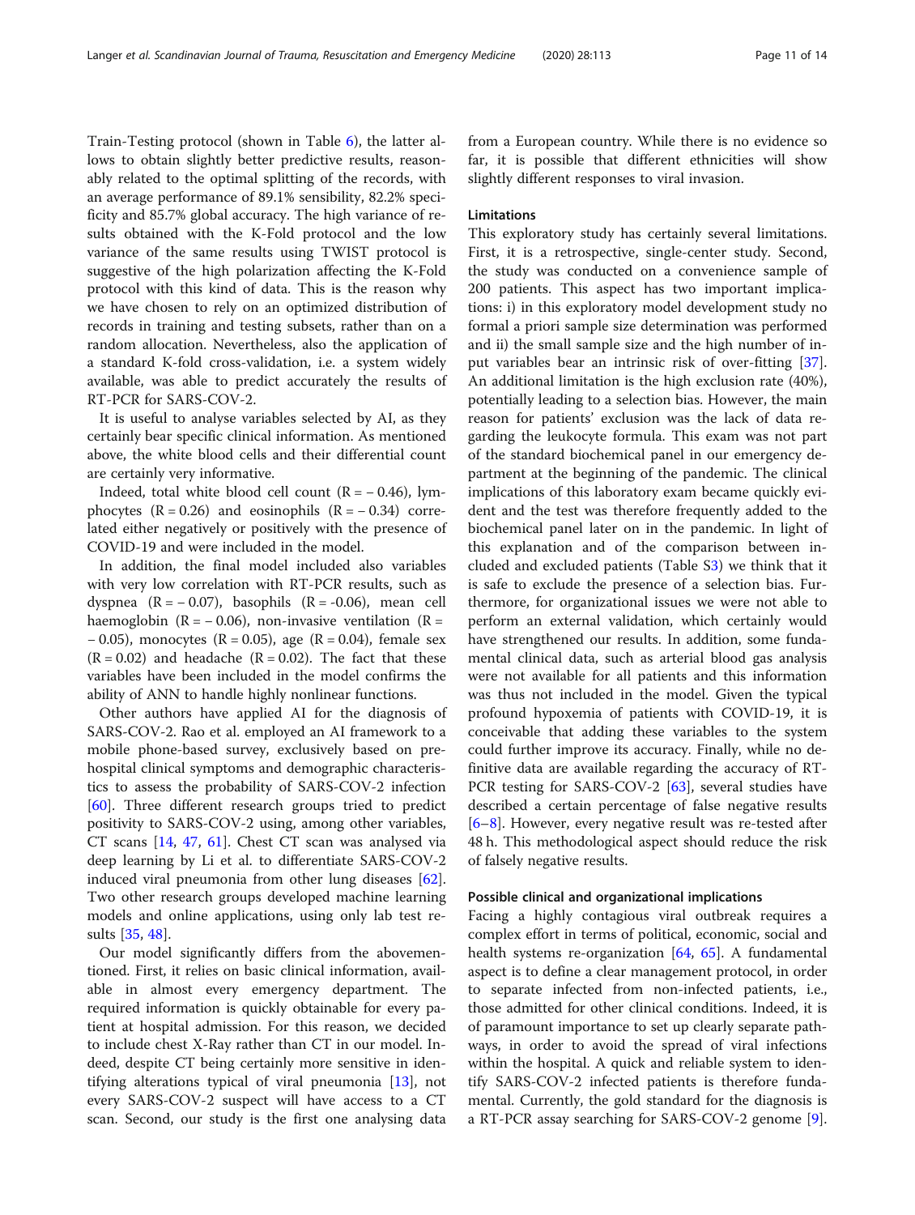Train-Testing protocol (shown in Table 6), the latter allows to obtain slightly better predictive results, reasonably related to the optimal splitting of the records, with an average performance of 89.1% sensibility, 82.2% specificity and 85.7% global accuracy. The high variance of results obtained with the K-Fold protocol and the low variance of the same results using TWIST protocol is suggestive of the high polarization affecting the K-Fold protocol with this kind of data. This is the reason why we have chosen to rely on an optimized distribution of records in training and testing subsets, rather than on a random allocation. Nevertheless, also the application of a standard K-fold cross-validation, i.e. a system widely available, was able to predict accurately the results of RT-PCR for SARS-COV-2.

It is useful to analyse variables selected by AI, as they certainly bear specific clinical information. As mentioned above, the white blood cells and their differential count are certainly very informative.

Indeed, total white blood cell count (R = − 0.46), lymphocytes (R = 0.26) and eosinophils (R = − 0.34) correlated either negatively or positively with the presence of COVID-19 and were included in the model.

In addition, the final model included also variables with very low correlation with RT-PCR results, such as dyspnea (R = − 0.07), basophils (R = -0.06), mean cell haemoglobin (R = − 0.06), non-invasive ventilation (R = − 0.05), monocytes (R = 0.05), age (R = 0.04), female sex (R = 0.02) and headache (R = 0.02). The fact that these variables have been included in the model confirms the ability of ANN to handle highly nonlinear functions.

Other authors have applied AI for the diagnosis of SARS-COV-2. Rao et al. employed an AI framework to a mobile phone-based survey, exclusively based on prehospital clinical symptoms and demographic characteristics to assess the probability of SARS-COV-2 infection [60]. Three different research groups tried to predict positivity to SARS-COV-2 using, among other variables, CT scans [14, 47, 61]. Chest CT scan was analysed via deep learning by Li et al. to differentiate SARS-COV-2 induced viral pneumonia from other lung diseases [62]. Two other research groups developed machine learning models and online applications, using only lab test results [35, 48].

Our model significantly differs from the abovementioned. First, it relies on basic clinical information, available in almost every emergency department. The required information is quickly obtainable for every patient at hospital admission. For this reason, we decided to include chest X-Ray rather than CT in our model. Indeed, despite CT being certainly more sensitive in identifying alterations typical of viral pneumonia [13], not every SARS-COV-2 suspect will have access to a CT scan. Second, our study is the first one analysing data from a European country. While there is no evidence so far, it is possible that different ethnicities will show slightly different responses to viral invasion.

## Limitations

This exploratory study has certainly several limitations. First, it is a retrospective, single-center study. Second, the study was conducted on a convenience sample of 200 patients. This aspect has two important implications: i) in this exploratory model development study no formal a priori sample size determination was performed and ii) the small sample size and the high number of input variables bear an intrinsic risk of over-fitting [37]. An additional limitation is the high exclusion rate (40%), potentially leading to a selection bias. However, the main reason for patients' exclusion was the lack of data regarding the leukocyte formula. This exam was not part of the standard biochemical panel in our emergency department at the beginning of the pandemic. The clinical implications of this laboratory exam became quickly evident and the test was therefore frequently added to the biochemical panel later on in the pandemic. In light of this explanation and of the comparison between included and excluded patients (Table S3) we think that it is safe to exclude the presence of a selection bias. Furthermore, for organizational issues we were not able to perform an external validation, which certainly would have strengthened our results. In addition, some fundamental clinical data, such as arterial blood gas analysis were not available for all patients and this information was thus not included in the model. Given the typical profound hypoxemia of patients with COVID-19, it is conceivable that adding these variables to the system could further improve its accuracy. Finally, while no definitive data are available regarding the accuracy of RT-PCR testing for SARS-COV-2 [63], several studies have described a certain percentage of false negative results [6–8]. However, every negative result was re-tested after 48 h. This methodological aspect should reduce the risk of falsely negative results.

## Possible clinical and organizational implications

Facing a highly contagious viral outbreak requires a complex effort in terms of political, economic, social and health systems re-organization [64, 65]. A fundamental aspect is to define a clear management protocol, in order to separate infected from non-infected patients, i.e., those admitted for other clinical conditions. Indeed, it is of paramount importance to set up clearly separate pathways, in order to avoid the spread of viral infections within the hospital. A quick and reliable system to identify SARS-COV-2 infected patients is therefore fundamental. Currently, the gold standard for the diagnosis is a RT-PCR assay searching for SARS-COV-2 genome [9].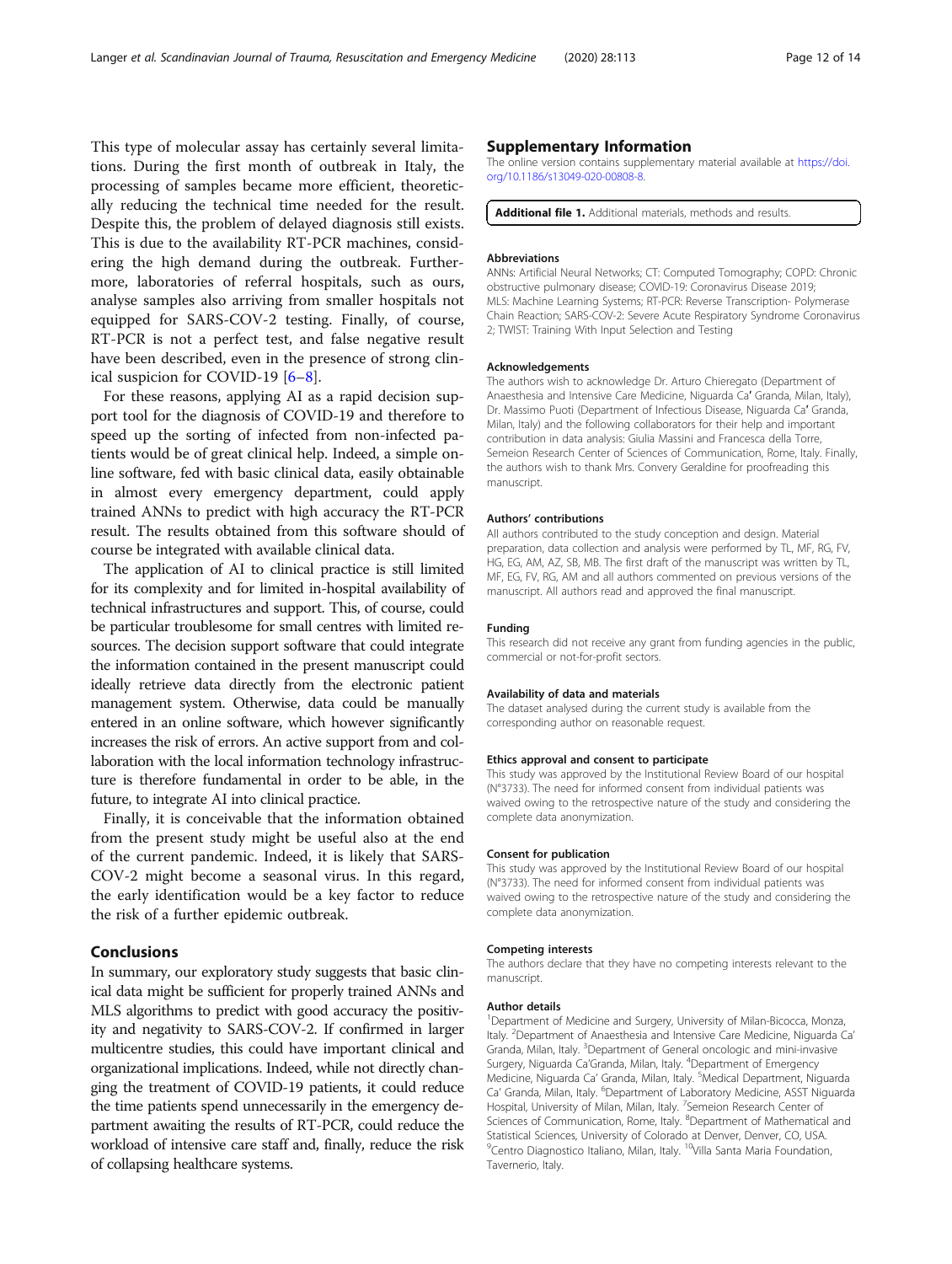This type of molecular assay has certainly several limitations. During the first month of outbreak in Italy, the processing of samples became more efficient, theoretically reducing the technical time needed for the result. Despite this, the problem of delayed diagnosis still exists. This is due to the availability RT-PCR machines, considering the high demand during the outbreak. Furthermore, laboratories of referral hospitals, such as ours, analyse samples also arriving from smaller hospitals not equipped for SARS-COV-2 testing. Finally, of course, RT-PCR is not a perfect test, and false negative result have been described, even in the presence of strong clinical suspicion for COVID-19 [6–8].

For these reasons, applying AI as a rapid decision support tool for the diagnosis of COVID-19 and therefore to speed up the sorting of infected from non-infected patients would be of great clinical help. Indeed, a simple online software, fed with basic clinical data, easily obtainable in almost every emergency department, could apply trained ANNs to predict with high accuracy the RT-PCR result. The results obtained from this software should of course be integrated with available clinical data.

The application of AI to clinical practice is still limited for its complexity and for limited in-hospital availability of technical infrastructures and support. This, of course, could be particular troublesome for small centres with limited resources. The decision support software that could integrate the information contained in the present manuscript could ideally retrieve data directly from the electronic patient management system. Otherwise, data could be manually entered in an online software, which however significantly increases the risk of errors. An active support from and collaboration with the local information technology infrastructure is therefore fundamental in order to be able, in the future, to integrate AI into clinical practice.

Finally, it is conceivable that the information obtained from the present study might be useful also at the end of the current pandemic. Indeed, it is likely that SARS-COV-2 might become a seasonal virus. In this regard, the early identification would be a key factor to reduce the risk of a further epidemic outbreak.

## Conclusions

In summary, our exploratory study suggests that basic clinical data might be sufficient for properly trained ANNs and MLS algorithms to predict with good accuracy the positivity and negativity to SARS-COV-2. If confirmed in larger multicentre studies, this could have important clinical and organizational implications. Indeed, while not directly changing the treatment of COVID-19 patients, it could reduce the time patients spend unnecessarily in the emergency department awaiting the results of RT-PCR, could reduce the workload of intensive care staff and, finally, reduce the risk of collapsing healthcare systems.

## Supplementary Information

The online version contains supplementary material available at https://doi.org/10.1186/s13049-020-00808-8.

**Additional file 1.** Additional materials, methods and results.

#### Abbreviations

ANNs: Artificial Neural Networks; CT: Computed Tomography; COPD: Chronic obstructive pulmonary disease; COVID-19: Coronavirus Disease 2019; MLS: Machine Learning Systems; RT-PCR: Reverse Transcription- Polymerase Chain Reaction; SARS-COV-2: Severe Acute Respiratory Syndrome Coronavirus 2; TWIST: Training With Input Selection and Testing

#### Acknowledgements

The authors wish to acknowledge Dr. Arturo Chieregato (Department of Anaesthesia and Intensive Care Medicine, Niguarda Ca' Granda, Milan, Italy), Dr. Massimo Puoti (Department of Infectious Disease, Niguarda Ca' Granda, Milan, Italy) and the following collaborators for their help and important contribution in data analysis: Giulia Massini and Francesca della Torre, Semeion Research Center of Sciences of Communication, Rome, Italy. Finally, the authors wish to thank Mrs. Convery Geraldine for proofreading this manuscript.

#### Authors' contributions

All authors contributed to the study conception and design. Material preparation, data collection and analysis were performed by TL, MF, RG, FV, HG, EG, AM, AZ, SB, MB. The first draft of the manuscript was written by TL, MF, EG, FV, RG, AM and all authors commented on previous versions of the manuscript. All authors read and approved the final manuscript.

#### Funding

This research did not receive any grant from funding agencies in the public, commercial or not-for-profit sectors.

#### Availability of data and materials

The dataset analysed during the current study is available from the corresponding author on reasonable request.

#### Ethics approval and consent to participate

This study was approved by the Institutional Review Board of our hospital (N°3733). The need for informed consent from individual patients was waived owing to the retrospective nature of the study and considering the complete data anonymization.

#### Consent for publication

This study was approved by the Institutional Review Board of our hospital (N°3733). The need for informed consent from individual patients was waived owing to the retrospective nature of the study and considering the complete data anonymization.

#### Competing interests

The authors declare that they have no competing interests relevant to the manuscript.

#### Author details

[1]Department of Medicine and Surgery, University of Milan-Bicocca, Monza, Italy. [2]Department of Anaesthesia and Intensive Care Medicine, Niguarda Ca' Granda, Milan, Italy. [3]Department of General oncologic and mini-invasive Surgery, Niguarda Ca'Granda, Milan, Italy. [4]Department of Emergency Medicine, Niguarda Ca' Granda, Milan, Italy. [5]Medical Department, Niguarda Ca' Granda, Milan, Italy. [6]Department of Laboratory Medicine, ASST Niguarda Hospital, University of Milan, Milan, Italy. [7]Semeion Research Center of Sciences of Communication, Rome, Italy. [8]Department of Mathematical and Statistical Sciences, University of Colorado at Denver, Denver, CO, USA. [9]Centro Diagnostico Italiano, Milan, Italy. [10]Villa Santa Maria Foundation, Tavernerio, Italy.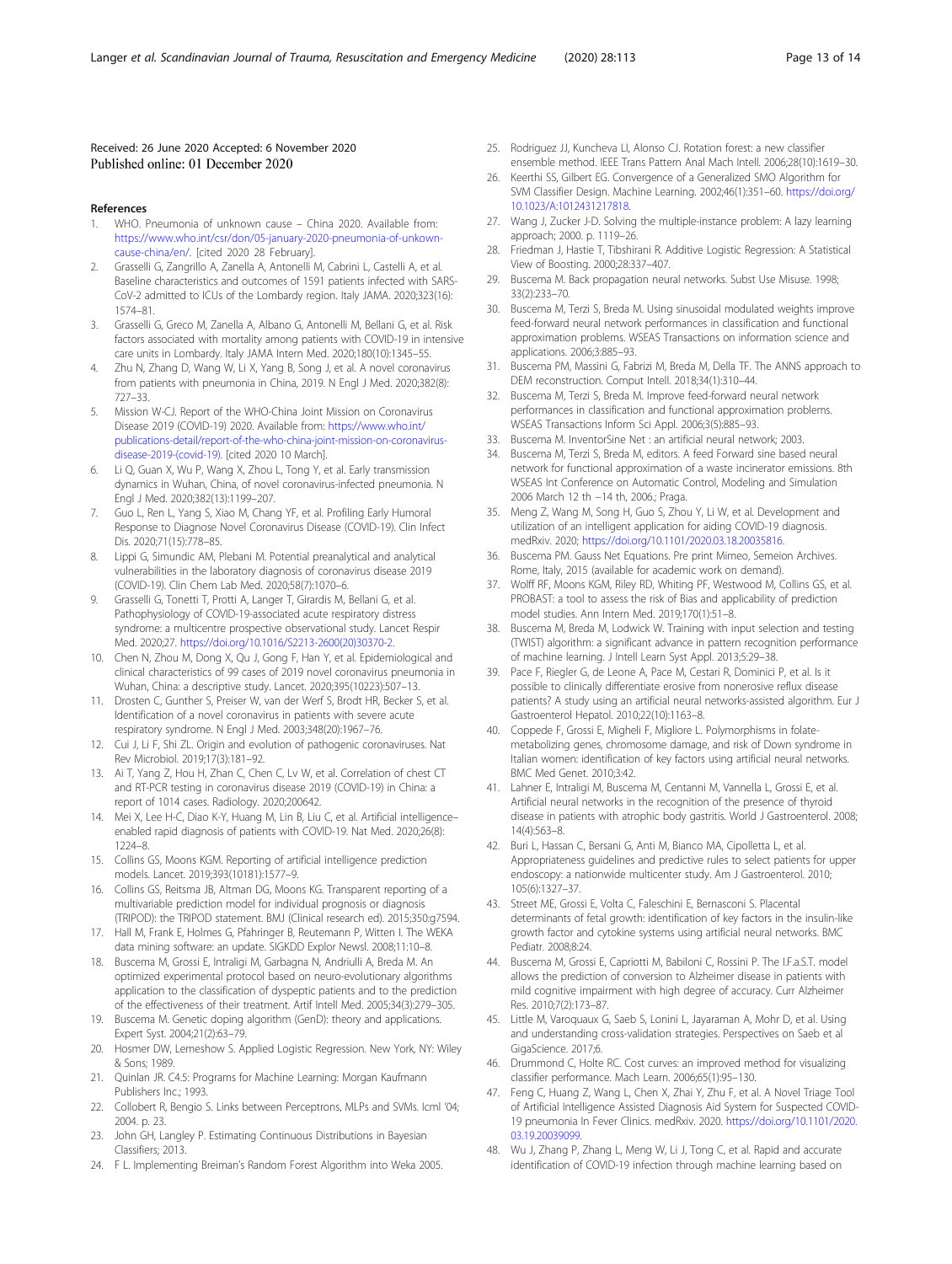Received: 26 June 2020 Accepted: 6 November 2020
Published online: 01 December 2020

## References

1. WHO. Pneumonia of unknown cause – China 2020. Available from: https://www.who.int/csr/don/05-january-2020-pneumonia-of-unkown-cause-china/en/. [cited 2020 28 February].
2. Grasselli G, Zangrillo A, Zanella A, Antonelli M, Cabrini L, Castelli A, et al. Baseline characteristics and outcomes of 1591 patients infected with SARS-CoV-2 admitted to ICUs of the Lombardy region. Italy JAMA. 2020;323(16): 1574–81.
3. Grasselli G, Greco M, Zanella A, Albano G, Antonelli M, Bellani G, et al. Risk factors associated with mortality among patients with COVID-19 in intensive care units in Lombardy. Italy JAMA Intern Med. 2020;180(10):1345–55.
4. Zhu N, Zhang D, Wang W, Li X, Yang B, Song J, et al. A novel coronavirus from patients with pneumonia in China, 2019. N Engl J Med. 2020;382(8): 727–33.
5. Mission W-CJ. Report of the WHO-China Joint Mission on Coronavirus Disease 2019 (COVID-19) 2020. Available from: https://www.who.int/publications-detail/report-of-the-who-china-joint-mission-on-coronavirus-disease-2019-(covid-19). [cited 2020 10 March].
6. Li Q, Guan X, Wu P, Wang X, Zhou L, Tong Y, et al. Early transmission dynamics in Wuhan, China, of novel coronavirus-infected pneumonia. N Engl J Med. 2020;382(13):1199–207.
7. Guo L, Ren L, Yang S, Xiao M, Chang YF, et al. Profiling Early Humoral Response to Diagnose Novel Coronavirus Disease (COVID-19). Clin Infect Dis. 2020;71(15):778–85.
8. Lippi G, Simundic AM, Plebani M. Potential preanalytical and analytical vulnerabilities in the laboratory diagnosis of coronavirus disease 2019 (COVID-19). Clin Chem Lab Med. 2020;58(7):1070–6.
9. Grasselli G, Tonetti T, Protti A, Langer T, Girardis M, Bellani G, et al. Pathophysiology of COVID-19-associated acute respiratory distress syndrome: a multicentre prospective observational study. Lancet Respir Med. 2020;27. https://doi.org/10.1016/S2213-2600(20)30370-2.
10. Chen N, Zhou M, Dong X, Qu J, Gong F, Han Y, et al. Epidemiological and clinical characteristics of 99 cases of 2019 novel coronavirus pneumonia in Wuhan, China: a descriptive study. Lancet. 2020;395(10223):507–13.
11. Drosten C, Gunther S, Preiser W, van der Werf S, Brodt HR, Becker S, et al. Identification of a novel coronavirus in patients with severe acute respiratory syndrome. N Engl J Med. 2003;348(20):1967–76.
12. Cui J, Li F, Shi ZL. Origin and evolution of pathogenic coronaviruses. Nat Rev Microbiol. 2019;17(3):181–92.
13. Ai T, Yang Z, Hou H, Zhan C, Chen C, Lv W, et al. Correlation of chest CT and RT-PCR testing in coronavirus disease 2019 (COVID-19) in China: a report of 1014 cases. Radiology. 2020;200642.
14. Mei X, Lee H-C, Diao K-Y, Huang M, Lin B, Liu C, et al. Artificial intelligence–enabled rapid diagnosis of patients with COVID-19. Nat Med. 2020;26(8): 1224–8.
15. Collins GS, Moons KGM. Reporting of artificial intelligence prediction models. Lancet. 2019;393(10181):1577–9.
16. Collins GS, Reitsma JB, Altman DG, Moons KG. Transparent reporting of a multivariable prediction model for individual prognosis or diagnosis (TRIPOD): the TRIPOD statement. BMJ (Clinical research ed). 2015;350:g7594.
17. Hall M, Frank E, Holmes G, Pfahringer B, Reutemann P, Witten I. The WEKA data mining software: an update. SIGKDD Explor Newsl. 2008;11:10–8.
18. Buscema M, Grossi E, Intraligi M, Garbagna N, Andriulli A, Breda M. An optimized experimental protocol based on neuro-evolutionary algorithms application to the classification of dyspeptic patients and to the prediction of the effectiveness of their treatment. Artif Intell Med. 2005;34(3):279–305.
19. Buscema M. Genetic doping algorithm (GenD): theory and applications. Expert Syst. 2004;21(2):63–79.
20. Hosmer DW, Lemeshow S. Applied Logistic Regression. New York, NY: Wiley & Sons; 1989.
21. Quinlan JR. C4.5: Programs for Machine Learning: Morgan Kaufmann Publishers Inc.; 1993.
22. Collobert R, Bengio S. Links between Perceptrons, MLPs and SVMs. Icml '04; 2004. p. 23.
23. John GH, Langley P. Estimating Continuous Distributions in Bayesian Classifiers; 2013.
24. F L. Implementing Breiman's Random Forest Algorithm into Weka 2005.
25. Rodriguez JJ, Kuncheva LI, Alonso CJ. Rotation forest: a new classifier ensemble method. IEEE Trans Pattern Anal Mach Intell. 2006;28(10):1619–30.
26. Keerthi SS, Gilbert EG. Convergence of a Generalized SMO Algorithm for SVM Classifier Design. Machine Learning. 2002;46(1):351–60. https://doi.org/10.1023/A:1012431217818.
27. Wang J, Zucker J-D. Solving the multiple-instance problem: A lazy learning approach; 2000. p. 1119–26.
28. Friedman J, Hastie T, Tibshirani R. Additive Logistic Regression: A Statistical View of Boosting. 2000;28:337–407.
29. Buscema M. Back propagation neural networks. Subst Use Misuse. 1998; 33(2):233–70.
30. Buscema M, Terzi S, Breda M. Using sinusoidal modulated weights improve feed-forward neural network performances in classification and functional approximation problems. WSEAS Transactions on information science and applications. 2006;3:885–93.
31. Buscema PM, Massini G, Fabrizi M, Breda M, Della TF. The ANNS approach to DEM reconstruction. Comput Intell. 2018;34(1):310–44.
32. Buscema M, Terzi S, Breda M. Improve feed-forward neural network performances in classification and functional approximation problems. WSEAS Transactions Inform Sci Appl. 2006;3(5):885–93.
33. Buscema M. InventorSine Net : an artificial neural network; 2003.
34. Buscema M, Terzi S, Breda M, editors. A feed Forward sine based neural network for functional approximation of a waste incinerator emissions. 8th WSEAS Int Conference on Automatic Control, Modeling and Simulation 2006 March 12 th −14 th, 2006.; Praga.
35. Meng Z, Wang M, Song H, Guo S, Zhou Y, Li W, et al. Development and utilization of an intelligent application for aiding COVID-19 diagnosis. medRxiv. 2020; https://doi.org/10.1101/2020.03.18.20035816.
36. Buscema PM. Gauss Net Equations. Pre print Mimeo, Semeion Archives. Rome, Italy, 2015 (available for academic work on demand).
37. Wolff RF, Moons KGM, Riley RD, Whiting PF, Westwood M, Collins GS, et al. PROBAST: a tool to assess the risk of Bias and applicability of prediction model studies. Ann Intern Med. 2019;170(1):51–8.
38. Buscema M, Breda M, Lodwick W. Training with input selection and testing (TWIST) algorithm: a significant advance in pattern recognition performance of machine learning. J Intell Learn Syst Appl. 2013;5:29–38.
39. Pace F, Riegler G, de Leone A, Pace M, Cestari R, Dominici P, et al. Is it possible to clinically differentiate erosive from nonerosive reflux disease patients? A study using an artificial neural networks-assisted algorithm. Eur J Gastroenterol Hepatol. 2010;22(10):1163–8.
40. Coppede F, Grossi E, Migheli F, Migliore L. Polymorphisms in folate-metabolizing genes, chromosome damage, and risk of Down syndrome in Italian women: identification of key factors using artificial neural networks. BMC Med Genet. 2010;3:42.
41. Lahner E, Intraligi M, Buscema M, Centanni M, Vannella L, Grossi E, et al. Artificial neural networks in the recognition of the presence of thyroid disease in patients with atrophic body gastritis. World J Gastroenterol. 2008; 14(4):563–8.
42. Buri L, Hassan C, Bersani G, Anti M, Bianco MA, Cipolletta L, et al. Appropriateness guidelines and predictive rules to select patients for upper endoscopy: a nationwide multicenter study. Am J Gastroenterol. 2010; 105(6):1327–37.
43. Street ME, Grossi E, Volta C, Faleschini E, Bernasconi S. Placental determinants of fetal growth: identification of key factors in the insulin-like growth factor and cytokine systems using artificial neural networks. BMC Pediatr. 2008;8:24.
44. Buscema M, Grossi E, Capriotti M, Babiloni C, Rossini P. The I.F.a.S.T. model allows the prediction of conversion to Alzheimer disease in patients with mild cognitive impairment with high degree of accuracy. Curr Alzheimer Res. 2010;7(2):173–87.
45. Little M, Varoquaux G, Saeb S, Lonini L, Jayaraman A, Mohr D, et al. Using and understanding cross-validation strategies. Perspectives on Saeb et al GigaScience. 2017;6.
46. Drummond C, Holte RC. Cost curves: an improved method for visualizing classifier performance. Mach Learn. 2006;65(1):95–130.
47. Feng C, Huang Z, Wang L, Chen X, Zhai Y, Zhu F, et al. A Novel Triage Tool of Artificial Intelligence Assisted Diagnosis Aid System for Suspected COVID-19 pneumonia In Fever Clinics. medRxiv. 2020. https://doi.org/10.1101/2020.03.19.20039099.
48. Wu J, Zhang P, Zhang L, Meng W, Li J, Tong C, et al. Rapid and accurate identification of COVID-19 infection through machine learning based on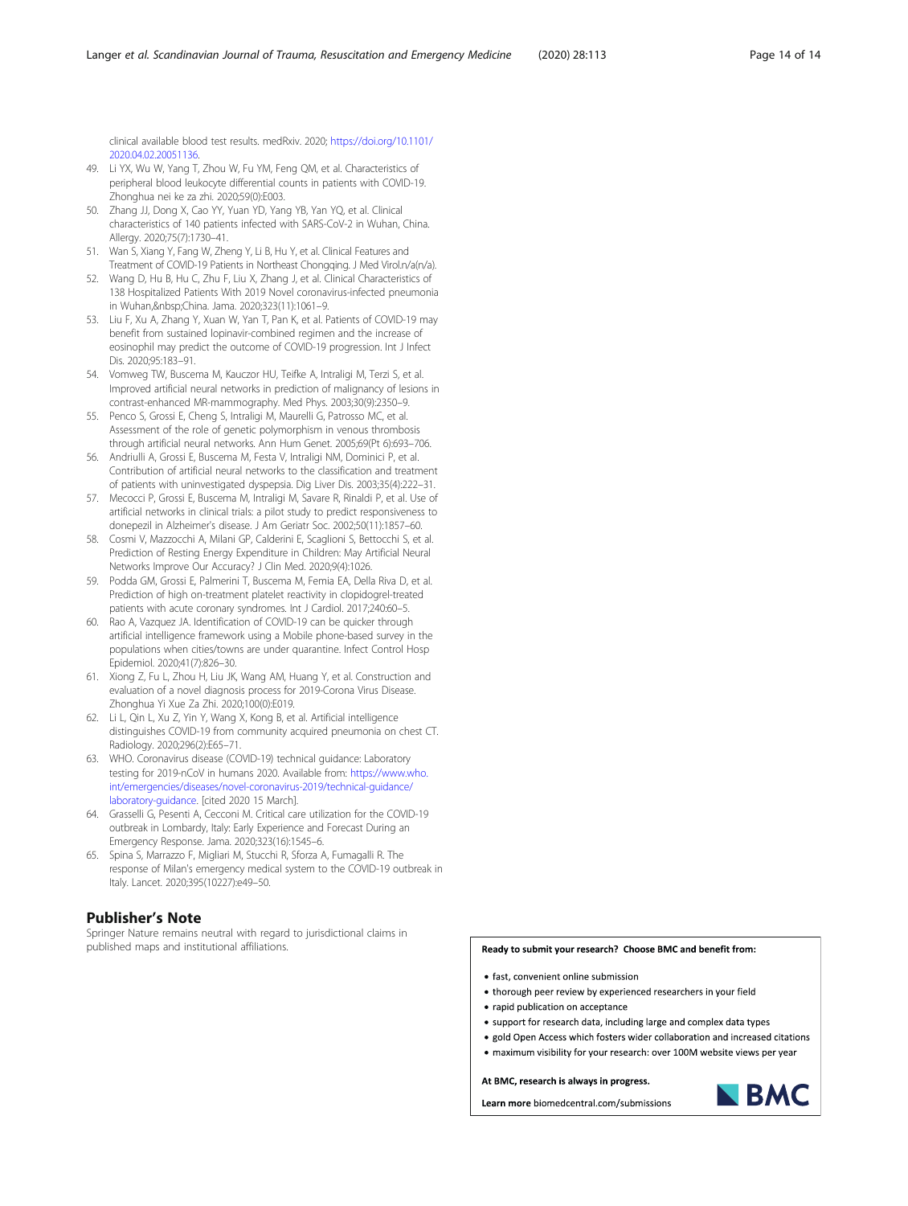clinical available blood test results. medRxiv. 2020; https://doi.org/10.1101/2020.04.02.20051136.

49. Li YX, Wu W, Yang T, Zhou W, Fu YM, Feng QM, et al. Characteristics of peripheral blood leukocyte differential counts in patients with COVID-19. Zhonghua nei ke za zhi. 2020;59(0):E003.
50. Zhang JJ, Dong X, Cao YY, Yuan YD, Yang YB, Yan YQ, et al. Clinical characteristics of 140 patients infected with SARS-CoV-2 in Wuhan, China. Allergy. 2020;75(7):1730–41.
51. Wan S, Xiang Y, Fang W, Zheng Y, Li B, Hu Y, et al. Clinical Features and Treatment of COVID-19 Patients in Northeast Chongqing. J Med Virol.n/a(n/a).
52. Wang D, Hu B, Hu C, Zhu F, Liu X, Zhang J, et al. Clinical Characteristics of 138 Hospitalized Patients With 2019 Novel coronavirus-infected pneumonia in Wuhan,&nbsp;China. Jama. 2020;323(11):1061–9.
53. Liu F, Xu A, Zhang Y, Xuan W, Yan T, Pan K, et al. Patients of COVID-19 may benefit from sustained lopinavir-combined regimen and the increase of eosinophil may predict the outcome of COVID-19 progression. Int J Infect Dis. 2020;95:183–91.
54. Vomweg TW, Buscema M, Kauczor HU, Teifke A, Intraligi M, Terzi S, et al. Improved artificial neural networks in prediction of malignancy of lesions in contrast-enhanced MR-mammography. Med Phys. 2003;30(9):2350–9.
55. Penco S, Grossi E, Cheng S, Intraligi M, Maurelli G, Patrosso MC, et al. Assessment of the role of genetic polymorphism in venous thrombosis through artificial neural networks. Ann Hum Genet. 2005;69(Pt 6):693–706.
56. Andriulli A, Grossi E, Buscema M, Festa V, Intraligi NM, Dominici P, et al. Contribution of artificial neural networks to the classification and treatment of patients with uninvestigated dyspepsia. Dig Liver Dis. 2003;35(4):222–31.
57. Mecocci P, Grossi E, Buscema M, Intraligi M, Savare R, Rinaldi P, et al. Use of artificial networks in clinical trials: a pilot study to predict responsiveness to donepezil in Alzheimer's disease. J Am Geriatr Soc. 2002;50(11):1857–60.
58. Cosmi V, Mazzocchi A, Milani GP, Calderini E, Scaglioni S, Bettocchi S, et al. Prediction of Resting Energy Expenditure in Children: May Artificial Neural Networks Improve Our Accuracy? J Clin Med. 2020;9(4):1026.
59. Podda GM, Grossi E, Palmerini T, Buscema M, Femia EA, Della Riva D, et al. Prediction of high on-treatment platelet reactivity in clopidogrel-treated patients with acute coronary syndromes. Int J Cardiol. 2017;240:60–5.
60. Rao A, Vazquez JA. Identification of COVID-19 can be quicker through artificial intelligence framework using a Mobile phone-based survey in the populations when cities/towns are under quarantine. Infect Control Hosp Epidemiol. 2020;41(7):826–30.
61. Xiong Z, Fu L, Zhou H, Liu JK, Wang AM, Huang Y, et al. Construction and evaluation of a novel diagnosis process for 2019-Corona Virus Disease. Zhonghua Yi Xue Za Zhi. 2020;100(0):E019.
62. Li L, Qin L, Xu Z, Yin Y, Wang X, Kong B, et al. Artificial intelligence distinguishes COVID-19 from community acquired pneumonia on chest CT. Radiology. 2020;296(2):E65–71.
63. WHO. Coronavirus disease (COVID-19) technical guidance: Laboratory testing for 2019-nCoV in humans 2020. Available from: https://www.who.int/emergencies/diseases/novel-coronavirus-2019/technical-guidance/laboratory-guidance. [cited 2020 15 March].
64. Grasselli G, Pesenti A, Cecconi M. Critical care utilization for the COVID-19 outbreak in Lombardy, Italy: Early Experience and Forecast During an Emergency Response. Jama. 2020;323(16):1545–6.
65. Spina S, Marrazzo F, Migliari M, Stucchi R, Sforza A, Fumagalli R. The response of Milan's emergency medical system to the COVID-19 outbreak in Italy. Lancet. 2020;395(10227):e49–50.

## Publisher's Note

Springer Nature remains neutral with regard to jurisdictional claims in published maps and institutional affiliations.

**Ready to submit your research? Choose BMC and benefit from:**

- fast, convenient online submission
- thorough peer review by experienced researchers in your field
- rapid publication on acceptance
- support for research data, including large and complex data types
- gold Open Access which fosters wider collaboration and increased citations
- maximum visibility for your research: over 100M website views per year

**At BMC, research is always in progress.**

**Learn more** biomedcentral.com/submissions

BMC